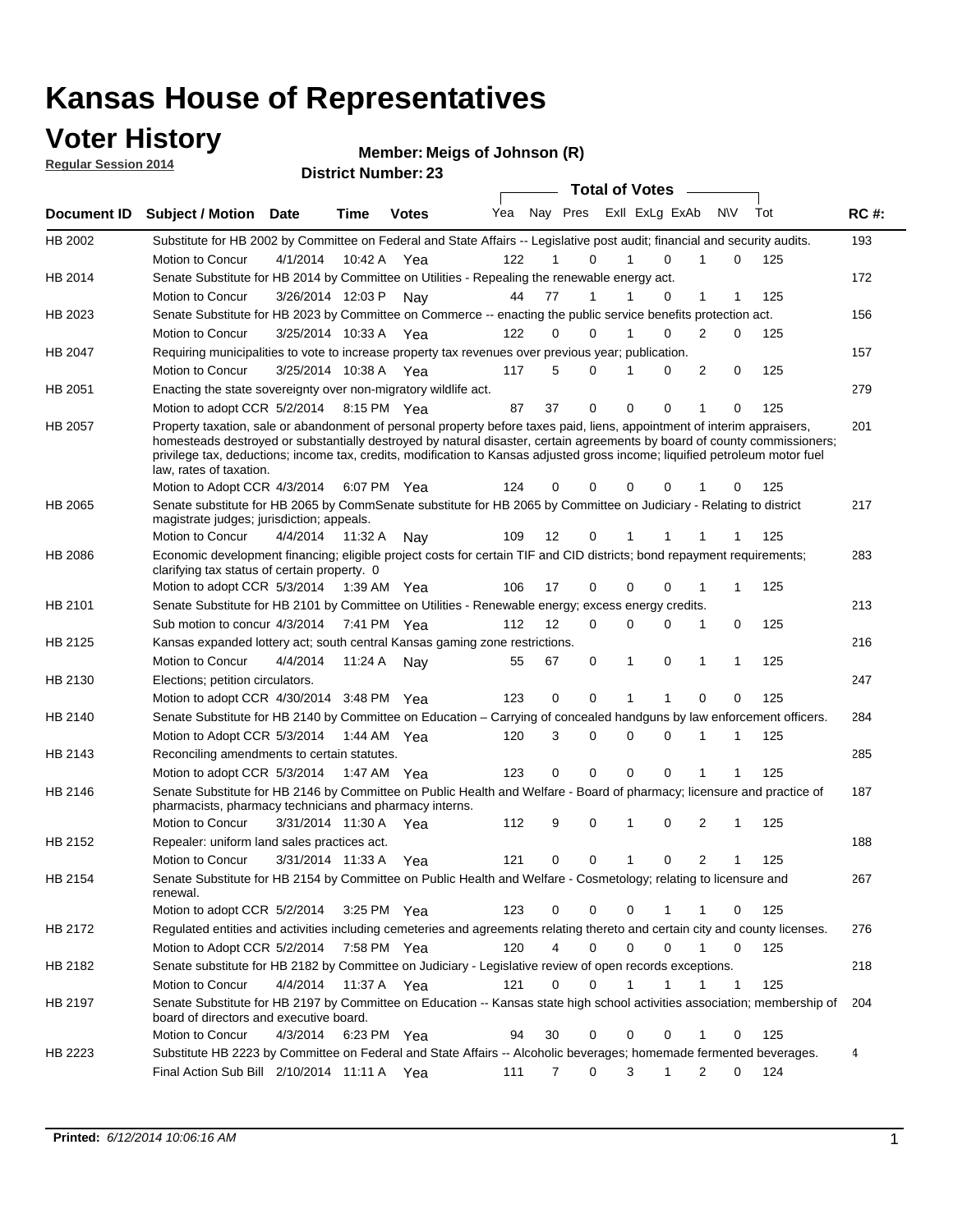# Kansas House of Representatives

## Voter History

**Regular Session 2014**

**Member: Meigs of Johnson (R)**

**District Number: 23**

| Document ID | Subject / Motion | Date | Time | Votes | Yea | Nay | Pres | ExII | ExLg | ExAb | N\V | Tot | RC #: |
|---|---|---|---|---|---|---|---|---|---|---|---|---|---|
| HB 2002 | Substitute for HB 2002 by Committee on Federal and State Affairs -- Legislative post audit; financial and security audits. | | | | | | | | | | | | 193 |
| | Motion to Concur | 4/1/2014 | 10:42 A | Yea | 122 | 1 | 0 | 1 | 0 | 1 | 0 | 125 | |
| HB 2014 | Senate Substitute for HB 2014 by Committee on Utilities - Repealing the renewable energy act. | | | | | | | | | | | | 172 |
| | Motion to Concur | 3/26/2014 | 12:03 P | Nay | 44 | 77 | 1 | 1 | 0 | 1 | 1 | 125 | |
| HB 2023 | Senate Substitute for HB 2023 by Committee on Commerce -- enacting the public service benefits protection act. | | | | | | | | | | | | 156 |
| | Motion to Concur | 3/25/2014 | 10:33 A | Yea | 122 | 0 | 0 | 1 | 0 | 2 | 0 | 125 | |
| HB 2047 | Requiring municipalities to vote to increase property tax revenues over previous year; publication. | | | | | | | | | | | | 157 |
| | Motion to Concur | 3/25/2014 | 10:38 A | Yea | 117 | 5 | 0 | 1 | 0 | 2 | 0 | 125 | |
| HB 2051 | Enacting the state sovereignty over non-migratory wildlife act. | | | | | | | | | | | | 279 |
| | Motion to adopt CCR | 5/2/2014 | 8:15 PM | Yea | 87 | 37 | 0 | 0 | 0 | 1 | 0 | 125 | |
| HB 2057 | Property taxation, sale or abandonment of personal property before taxes paid, liens, appointment of interim appraisers, homesteads destroyed or substantially destroyed by natural disaster, certain agreements by board of county commissioners; privilege tax, deductions; income tax, credits, modification to Kansas adjusted gross income; liquified petroleum motor fuel law, rates of taxation. | | | | | | | | | | | | 201 |
| | Motion to Adopt CCR | 4/3/2014 | 6:07 PM | Yea | 124 | 0 | 0 | 0 | 0 | 1 | 0 | 125 | |
| HB 2065 | Senate substitute for HB 2065 by CommSenate substitute for HB 2065 by Committee on Judiciary - Relating to district magistrate judges; jurisdiction; appeals. | | | | | | | | | | | | 217 |
| | Motion to Concur | 4/4/2014 | 11:32 A | Nay | 109 | 12 | 0 | 1 | 1 | 1 | 1 | 125 | |
| HB 2086 | Economic development financing; eligible project costs for certain TIF and CID districts; bond repayment requirements; clarifying tax status of certain property. 0 | | | | | | | | | | | | 283 |
| | Motion to adopt CCR | 5/3/2014 | 1:39 AM | Yea | 106 | 17 | 0 | 0 | 0 | 1 | 1 | 125 | |
| HB 2101 | Senate Substitute for HB 2101 by Committee on Utilities - Renewable energy; excess energy credits. | | | | | | | | | | | | 213 |
| | Sub motion to concur | 4/3/2014 | 7:41 PM | Yea | 112 | 12 | 0 | 0 | 0 | 1 | 0 | 125 | |
| HB 2125 | Kansas expanded lottery act; south central Kansas gaming zone restrictions. | | | | | | | | | | | | 216 |
| | Motion to Concur | 4/4/2014 | 11:24 A | Nay | 55 | 67 | 0 | 1 | 0 | 1 | 1 | 125 | |
| HB 2130 | Elections; petition circulators. | | | | | | | | | | | | 247 |
| | Motion to adopt CCR | 4/30/2014 | 3:48 PM | Yea | 123 | 0 | 0 | 1 | 1 | 0 | 0 | 125 | |
| HB 2140 | Senate Substitute for HB 2140 by Committee on Education – Carrying of concealed handguns by law enforcement officers. | | | | | | | | | | | | 284 |
| | Motion to Adopt CCR | 5/3/2014 | 1:44 AM | Yea | 120 | 3 | 0 | 0 | 0 | 1 | 1 | 125 | |
| HB 2143 | Reconciling amendments to certain statutes. | | | | | | | | | | | | 285 |
| | Motion to adopt CCR | 5/3/2014 | 1:47 AM | Yea | 123 | 0 | 0 | 0 | 0 | 1 | 1 | 125 | |
| HB 2146 | Senate Substitute for HB 2146 by Committee on Public Health and Welfare - Board of pharmacy; licensure and practice of pharmacists, pharmacy technicians and pharmacy interns. | | | | | | | | | | | | 187 |
| | Motion to Concur | 3/31/2014 | 11:30 A | Yea | 112 | 9 | 0 | 1 | 0 | 2 | 1 | 125 | |
| HB 2152 | Repealer: uniform land sales practices act. | | | | | | | | | | | | 188 |
| | Motion to Concur | 3/31/2014 | 11:33 A | Yea | 121 | 0 | 0 | 1 | 0 | 2 | 1 | 125 | |
| HB 2154 | Senate Substitute for HB 2154 by Committee on Public Health and Welfare - Cosmetology; relating to licensure and renewal. | | | | | | | | | | | | 267 |
| | Motion to adopt CCR | 5/2/2014 | 3:25 PM | Yea | 123 | 0 | 0 | 0 | 1 | 1 | 0 | 125 | |
| HB 2172 | Regulated entities and activities including cemeteries and agreements relating thereto and certain city and county licenses. | | | | | | | | | | | | 276 |
| | Motion to Adopt CCR | 5/2/2014 | 7:58 PM | Yea | 120 | 4 | 0 | 0 | 0 | 1 | 0 | 125 | |
| HB 2182 | Senate substitute for HB 2182 by Committee on Judiciary - Legislative review of open records exceptions. | | | | | | | | | | | | 218 |
| | Motion to Concur | 4/4/2014 | 11:37 A | Yea | 121 | 0 | 0 | 1 | 1 | 1 | 1 | 125 | |
| HB 2197 | Senate Substitute for HB 2197 by Committee on Education -- Kansas state high school activities association; membership of board of directors and executive board. | | | | | | | | | | | | 204 |
| | Motion to Concur | 4/3/2014 | 6:23 PM | Yea | 94 | 30 | 0 | 0 | 0 | 1 | 0 | 125 | |
| HB 2223 | Substitute HB 2223 by Committee on Federal and State Affairs -- Alcoholic beverages; homemade fermented beverages. | | | | | | | | | | | | 4 |
| | Final Action Sub Bill | 2/10/2014 | 11:11 A | Yea | 111 | 7 | 0 | 3 | 1 | 2 | 0 | 124 | |

**Printed:** *6/12/2014 10:06:16 AM*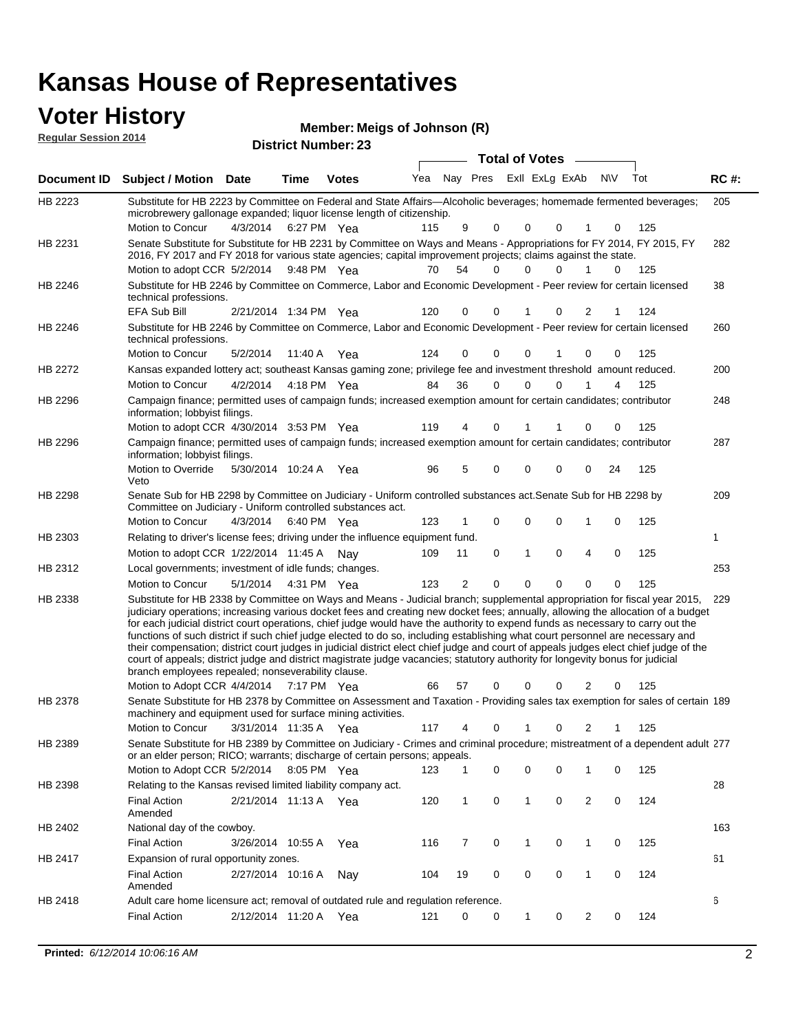# Kansas House of Representatives

## Voter History

**Regular Session 2014**

**Member: Meigs of Johnson (R)**

**District Number: 23**

| Document ID | Subject / Motion | Date | Time | Votes | Yea | Nay | Pres | ExlI | ExLg | ExAb | N\V | Tot | RC #: |
|---|---|---|---|---|---|---|---|---|---|---|---|---|---|
| HB 2223 | Substitute for HB 2223 by Committee on Federal and State Affairs—Alcoholic beverages; homemade fermented beverages; microbrewery gallonage expanded; liquor license length of citizenship. | | | | | | | | | | | | 205 |
| | Motion to Concur | 4/3/2014 | 6:27 PM | Yea | 115 | 9 | 0 | 0 | 0 | 1 | 0 | 125 | |
| HB 2231 | Senate Substitute for Substitute for HB 2231 by Committee on Ways and Means - Appropriations for FY 2014, FY 2015, FY 2016, FY 2017 and FY 2018 for various state agencies; capital improvement projects; claims against the state. | | | | | | | | | | | | 282 |
| | Motion to adopt CCR | 5/2/2014 | 9:48 PM | Yea | 70 | 54 | 0 | 0 | 0 | 1 | 0 | 125 | |
| HB 2246 | Substitute for HB 2246 by Committee on Commerce, Labor and Economic Development - Peer review for certain licensed technical professions. | | | | | | | | | | | | 38 |
| | EFA Sub Bill | 2/21/2014 | 1:34 PM | Yea | 120 | 0 | 0 | 1 | 0 | 2 | 1 | 124 | |
| HB 2246 | Substitute for HB 2246 by Committee on Commerce, Labor and Economic Development - Peer review for certain licensed technical professions. | | | | | | | | | | | | 260 |
| | Motion to Concur | 5/2/2014 | 11:40 A | Yea | 124 | 0 | 0 | 0 | 1 | 0 | 0 | 125 | |
| HB 2272 | Kansas expanded lottery act; southeast Kansas gaming zone; privilege fee and investment threshold amount reduced. | | | | | | | | | | | | 200 |
| | Motion to Concur | 4/2/2014 | 4:18 PM | Yea | 84 | 36 | 0 | 0 | 0 | 1 | 4 | 125 | |
| HB 2296 | Campaign finance; permitted uses of campaign funds; increased exemption amount for certain candidates; contributor information; lobbyist filings. | | | | | | | | | | | | 248 |
| | Motion to adopt CCR | 4/30/2014 | 3:53 PM | Yea | 119 | 4 | 0 | 1 | 1 | 0 | 0 | 125 | |
| HB 2296 | Campaign finance; permitted uses of campaign funds; increased exemption amount for certain candidates; contributor information; lobbyist filings. | | | | | | | | | | | | 287 |
| | Motion to Override Veto | 5/30/2014 | 10:24 A | Yea | 96 | 5 | 0 | 0 | 0 | 0 | 24 | 125 | |
| HB 2298 | Senate Sub for HB 2298 by Committee on Judiciary - Uniform controlled substances act.Senate Sub for HB 2298 by Committee on Judiciary - Uniform controlled substances act. | | | | | | | | | | | | 209 |
| | Motion to Concur | 4/3/2014 | 6:40 PM | Yea | 123 | 1 | 0 | 0 | 0 | 1 | 0 | 125 | |
| HB 2303 | Relating to driver's license fees; driving under the influence equipment fund. | | | | | | | | | | | | 1 |
| | Motion to adopt CCR | 1/22/2014 | 11:45 A | Nay | 109 | 11 | 0 | 1 | 0 | 4 | 0 | 125 | |
| HB 2312 | Local governments; investment of idle funds; changes. | | | | | | | | | | | | 253 |
| | Motion to Concur | 5/1/2014 | 4:31 PM | Yea | 123 | 2 | 0 | 0 | 0 | 0 | 0 | 125 | |
| HB 2338 | Substitute for HB 2338 by Committee on Ways and Means - Judicial branch; supplemental appropriation for fiscal year 2015, judiciary operations; increasing various docket fees and creating new docket fees; annually, allowing the allocation of a budget for each judicial district court operations, chief judge would have the authority to expend funds as necessary to carry out the functions of such district if such chief judge elected to do so, including establishing what court personnel are necessary and their compensation; district court judges in judicial district elect chief judge and court of appeals judges elect chief judge of the court of appeals; district judge and district magistrate judge vacancies; statutory authority for longevity bonus for judicial branch employees repealed; nonseverability clause. | | | | | | | | | | | | 229 |
| | Motion to Adopt CCR | 4/4/2014 | 7:17 PM | Yea | 66 | 57 | 0 | 0 | 0 | 2 | 0 | 125 | |
| HB 2378 | Senate Substitute for HB 2378 by Committee on Assessment and Taxation - Providing sales tax exemption for sales of certain machinery and equipment used for surface mining activities. | | | | | | | | | | | | 189 |
| | Motion to Concur | 3/31/2014 | 11:35 A | Yea | 117 | 4 | 0 | 1 | 0 | 2 | 1 | 125 | |
| HB 2389 | Senate Substitute for HB 2389 by Committee on Judiciary - Crimes and criminal procedure; mistreatment of a dependent adult or an elder person; RICO; warrants; discharge of certain persons; appeals. | | | | | | | | | | | | 277 |
| | Motion to Adopt CCR | 5/2/2014 | 8:05 PM | Yea | 123 | 1 | 0 | 0 | 0 | 1 | 0 | 125 | |
| HB 2398 | Relating to the Kansas revised limited liability company act. | | | | | | | | | | | | 28 |
| | Final Action Amended | 2/21/2014 | 11:13 A | Yea | 120 | 1 | 0 | 1 | 0 | 2 | 0 | 124 | |
| HB 2402 | National day of the cowboy. | | | | | | | | | | | | 163 |
| | Final Action | 3/26/2014 | 10:55 A | Yea | 116 | 7 | 0 | 1 | 0 | 1 | 0 | 125 | |
| HB 2417 | Expansion of rural opportunity zones. | | | | | | | | | | | | 61 |
| | Final Action Amended | 2/27/2014 | 10:16 A | Nay | 104 | 19 | 0 | 0 | 0 | 1 | 0 | 124 | |
| HB 2418 | Adult care home licensure act; removal of outdated rule and regulation reference. | | | | | | | | | | | | 6 |
| | Final Action | 2/12/2014 | 11:20 A | Yea | 121 | 0 | 0 | 1 | 0 | 2 | 0 | 124 | |

**Printed:** *6/12/2014 10:06:16 AM*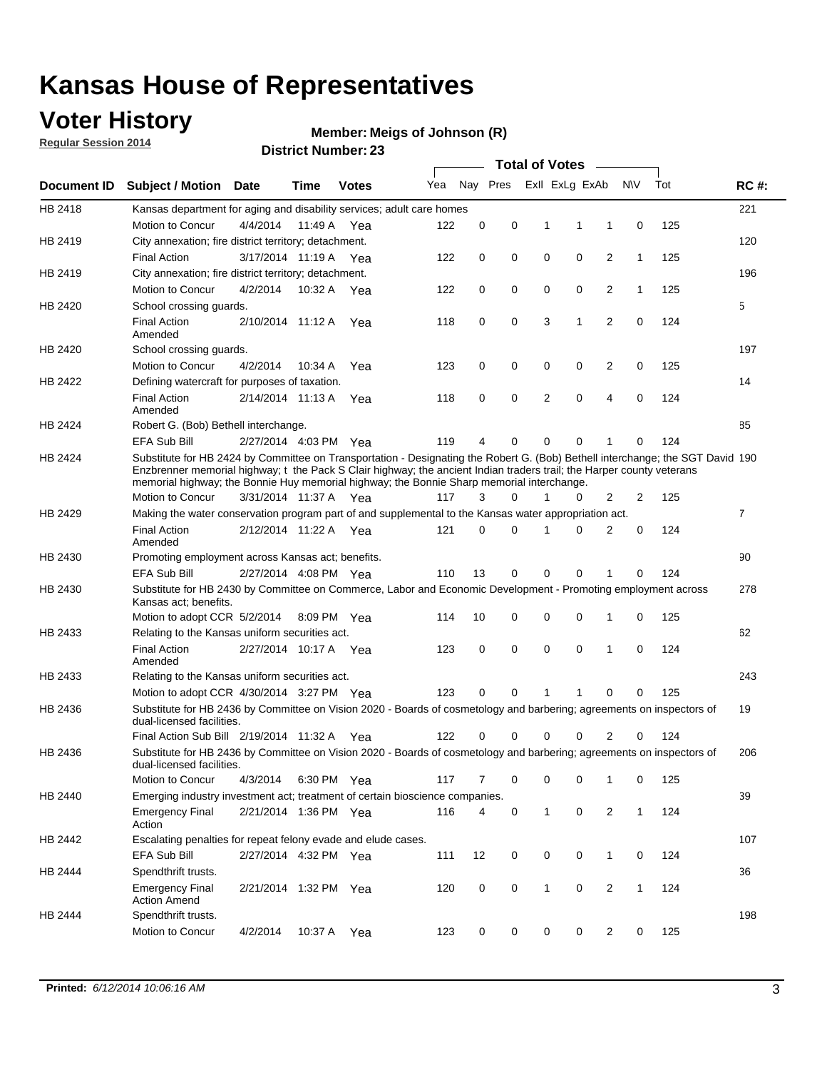# Kansas House of Representatives

## Voter History

**Regular Session 2014**

**Member: Meigs of Johnson (R)**

**District Number: 23**

| Document ID | Subject / Motion | Date | Time | Votes | Yea | Nay | Pres | ExII | ExLg | ExAb | N\V | Tot | RC #: |
|---|---|---|---|---|---|---|---|---|---|---|---|---|---|
| HB 2418 | Kansas department for aging and disability services; adult care homes | | | | | | | | | | | | 221 |
| | Motion to Concur | 4/4/2014 | 11:49 A | Yea | 122 | 0 | 0 | 1 | 1 | 1 | 0 | 125 | |
| HB 2419 | City annexation; fire district territory; detachment. | | | | | | | | | | | | 120 |
| | Final Action | 3/17/2014 | 11:19 A | Yea | 122 | 0 | 0 | 0 | 0 | 2 | 1 | 125 | |
| HB 2419 | City annexation; fire district territory; detachment. | | | | | | | | | | | | 196 |
| | Motion to Concur | 4/2/2014 | 10:32 A | Yea | 122 | 0 | 0 | 0 | 0 | 2 | 1 | 125 | |
| HB 2420 | School crossing guards. | | | | | | | | | | | | 5 |
| | Final Action Amended | 2/10/2014 | 11:12 A | Yea | 118 | 0 | 0 | 3 | 1 | 2 | 0 | 124 | |
| HB 2420 | School crossing guards. | | | | | | | | | | | | 197 |
| | Motion to Concur | 4/2/2014 | 10:34 A | Yea | 123 | 0 | 0 | 0 | 0 | 2 | 0 | 125 | |
| HB 2422 | Defining watercraft for purposes of taxation. | | | | | | | | | | | | 14 |
| | Final Action Amended | 2/14/2014 | 11:13 A | Yea | 118 | 0 | 0 | 2 | 0 | 4 | 0 | 124 | |
| HB 2424 | Robert G. (Bob) Bethell interchange. | | | | | | | | | | | | 85 |
| | EFA Sub Bill | 2/27/2014 | 4:03 PM | Yea | 119 | 4 | 0 | 0 | 0 | 1 | 0 | 124 | |
| HB 2424 | Substitute for HB 2424 by Committee on Transportation - Designating the Robert G. (Bob) Bethell interchange; the SGT David Enzbrenner memorial highway; t the Pack S Clair highway; the ancient Indian traders trail; the Harper county veterans memorial highway; the Bonnie Huy memorial highway; the Bonnie Sharp memorial interchange. | | | | | | | | | | | | 190 |
| | Motion to Concur | 3/31/2014 | 11:37 A | Yea | 117 | 3 | 0 | 1 | 0 | 2 | 2 | 125 | |
| HB 2429 | Making the water conservation program part of and supplemental to the Kansas water appropriation act. | | | | | | | | | | | | 7 |
| | Final Action Amended | 2/12/2014 | 11:22 A | Yea | 121 | 0 | 0 | 1 | 0 | 2 | 0 | 124 | |
| HB 2430 | Promoting employment across Kansas act; benefits. | | | | | | | | | | | | 90 |
| | EFA Sub Bill | 2/27/2014 | 4:08 PM | Yea | 110 | 13 | 0 | 0 | 0 | 1 | 0 | 124 | |
| HB 2430 | Substitute for HB 2430 by Committee on Commerce, Labor and Economic Development - Promoting employment across Kansas act; benefits. | | | | | | | | | | | | 278 |
| | Motion to adopt CCR | 5/2/2014 | 8:09 PM | Yea | 114 | 10 | 0 | 0 | 0 | 1 | 0 | 125 | |
| HB 2433 | Relating to the Kansas uniform securities act. | | | | | | | | | | | | 62 |
| | Final Action Amended | 2/27/2014 | 10:17 A | Yea | 123 | 0 | 0 | 0 | 0 | 1 | 0 | 124 | |
| HB 2433 | Relating to the Kansas uniform securities act. | | | | | | | | | | | | 243 |
| | Motion to adopt CCR | 4/30/2014 | 3:27 PM | Yea | 123 | 0 | 0 | 1 | 1 | 0 | 0 | 125 | |
| HB 2436 | Substitute for HB 2436 by Committee on Vision 2020 - Boards of cosmetology and barbering; agreements on inspectors of dual-licensed facilities. | | | | | | | | | | | | 19 |
| | Final Action Sub Bill | 2/19/2014 | 11:32 A | Yea | 122 | 0 | 0 | 0 | 0 | 2 | 0 | 124 | |
| HB 2436 | Substitute for HB 2436 by Committee on Vision 2020 - Boards of cosmetology and barbering; agreements on inspectors of dual-licensed facilities. | | | | | | | | | | | | 206 |
| | Motion to Concur | 4/3/2014 | 6:30 PM | Yea | 117 | 7 | 0 | 0 | 0 | 1 | 0 | 125 | |
| HB 2440 | Emerging industry investment act; treatment of certain bioscience companies. | | | | | | | | | | | | 39 |
| | Emergency Final Action | 2/21/2014 | 1:36 PM | Yea | 116 | 4 | 0 | 1 | 0 | 2 | 1 | 124 | |
| HB 2442 | Escalating penalties for repeat felony evade and elude cases. | | | | | | | | | | | | 107 |
| | EFA Sub Bill | 2/27/2014 | 4:32 PM | Yea | 111 | 12 | 0 | 0 | 0 | 1 | 0 | 124 | |
| HB 2444 | Spendthrift trusts. | | | | | | | | | | | | 36 |
| | Emergency Final Action Amend | 2/21/2014 | 1:32 PM | Yea | 120 | 0 | 0 | 1 | 0 | 2 | 1 | 124 | |
| HB 2444 | Spendthrift trusts. | | | | | | | | | | | | 198 |
| | Motion to Concur | 4/2/2014 | 10:37 A | Yea | 123 | 0 | 0 | 0 | 0 | 2 | 0 | 125 | |

**Printed:** *6/12/2014 10:06:16 AM*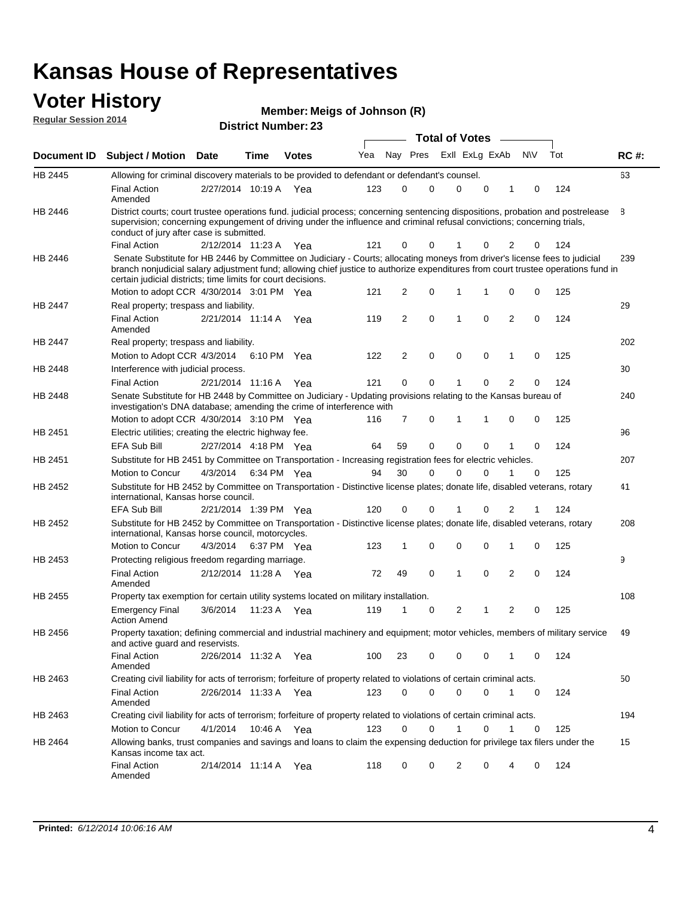# Kansas House of Representatives

## Voter History

**Regular Session 2014**

**Member: Meigs of Johnson (R)**

**District Number: 23**

| Document ID | Subject / Motion | Date | Time | Votes | Yea | Nay | Pres | ExII | ExLg | ExAb | N\V | Tot | RC #: |
|---|---|---|---|---|---|---|---|---|---|---|---|---|---|
| HB 2445 | Allowing for criminal discovery materials to be provided to defendant or defendant's counsel. | | | | | | | | | | | | 63 |
| | Final Action Amended | 2/27/2014 | 10:19 A | Yea | 123 | 0 | 0 | 0 | 0 | 1 | 0 | 124 | |
| HB 2446 | District courts; court trustee operations fund. judicial process; concerning sentencing dispositions, probation and postrelease supervision; concerning expungement of driving under the influence and criminal refusal convictions; concerning trials, conduct of jury after case is submitted. | | | | | | | | | | | | 8 |
| | Final Action | 2/12/2014 | 11:23 A | Yea | 121 | 0 | 0 | 1 | 0 | 2 | 0 | 124 | |
| HB 2446 | Senate Substitute for HB 2446 by Committee on Judiciary - Courts; allocating moneys from driver's license fees to judicial branch nonjudicial salary adjustment fund; allowing chief justice to authorize expenditures from court trustee operations fund in certain judicial districts; time limits for court decisions. | | | | | | | | | | | | 239 |
| | Motion to adopt CCR | 4/30/2014 | 3:01 PM | Yea | 121 | 2 | 0 | 1 | 1 | 0 | 0 | 125 | |
| HB 2447 | Real property; trespass and liability. | | | | | | | | | | | | 29 |
| | Final Action Amended | 2/21/2014 | 11:14 A | Yea | 119 | 2 | 0 | 1 | 0 | 2 | 0 | 124 | |
| HB 2447 | Real property; trespass and liability. | | | | | | | | | | | | 202 |
| | Motion to Adopt CCR | 4/3/2014 | 6:10 PM | Yea | 122 | 2 | 0 | 0 | 0 | 1 | 0 | 125 | |
| HB 2448 | Interference with judicial process. | | | | | | | | | | | | 30 |
| | Final Action | 2/21/2014 | 11:16 A | Yea | 121 | 0 | 0 | 1 | 0 | 2 | 0 | 124 | |
| HB 2448 | Senate Substitute for HB 2448 by Committee on Judiciary - Updating provisions relating to the Kansas bureau of investigation's DNA database; amending the crime of interference with | | | | | | | | | | | | 240 |
| | Motion to adopt CCR | 4/30/2014 | 3:10 PM | Yea | 116 | 7 | 0 | 1 | 1 | 0 | 0 | 125 | |
| HB 2451 | Electric utilities; creating the electric highway fee. | | | | | | | | | | | | 96 |
| | EFA Sub Bill | 2/27/2014 | 4:18 PM | Yea | 64 | 59 | 0 | 0 | 0 | 1 | 0 | 124 | |
| HB 2451 | Substitute for HB 2451 by Committee on Transportation - Increasing registration fees for electric vehicles. | | | | | | | | | | | | 207 |
| | Motion to Concur | 4/3/2014 | 6:34 PM | Yea | 94 | 30 | 0 | 0 | 0 | 1 | 0 | 125 | |
| HB 2452 | Substitute for HB 2452 by Committee on Transportation - Distinctive license plates; donate life, disabled veterans, rotary international, Kansas horse council. | | | | | | | | | | | | 41 |
| | EFA Sub Bill | 2/21/2014 | 1:39 PM | Yea | 120 | 0 | 0 | 1 | 0 | 2 | 1 | 124 | |
| HB 2452 | Substitute for HB 2452 by Committee on Transportation - Distinctive license plates; donate life, disabled veterans, rotary international, Kansas horse council, motorcycles. | | | | | | | | | | | | 208 |
| | Motion to Concur | 4/3/2014 | 6:37 PM | Yea | 123 | 1 | 0 | 0 | 0 | 1 | 0 | 125 | |
| HB 2453 | Protecting religious freedom regarding marriage. | | | | | | | | | | | | 9 |
| | Final Action Amended | 2/12/2014 | 11:28 A | Yea | 72 | 49 | 0 | 1 | 0 | 2 | 0 | 124 | |
| HB 2455 | Property tax exemption for certain utility systems located on military installation. | | | | | | | | | | | | 108 |
| | Emergency Final Action Amend | 3/6/2014 | 11:23 A | Yea | 119 | 1 | 0 | 2 | 1 | 2 | 0 | 125 | |
| HB 2456 | Property taxation; defining commercial and industrial machinery and equipment; motor vehicles, members of military service and active guard and reservists. | | | | | | | | | | | | 49 |
| | Final Action Amended | 2/26/2014 | 11:32 A | Yea | 100 | 23 | 0 | 0 | 0 | 1 | 0 | 124 | |
| HB 2463 | Creating civil liability for acts of terrorism; forfeiture of property related to violations of certain criminal acts. | | | | | | | | | | | | 50 |
| | Final Action Amended | 2/26/2014 | 11:33 A | Yea | 123 | 0 | 0 | 0 | 0 | 1 | 0 | 124 | |
| HB 2463 | Creating civil liability for acts of terrorism; forfeiture of property related to violations of certain criminal acts. | | | | | | | | | | | | 194 |
| | Motion to Concur | 4/1/2014 | 10:46 A | Yea | 123 | 0 | 0 | 1 | 0 | 1 | 0 | 125 | |
| HB 2464 | Allowing banks, trust companies and savings and loans to claim the expensing deduction for privilege tax filers under the Kansas income tax act. | | | | | | | | | | | | 15 |
| | Final Action Amended | 2/14/2014 | 11:14 A | Yea | 118 | 0 | 0 | 2 | 0 | 4 | 0 | 124 | |

**Printed:** *6/12/2014 10:06:16 AM*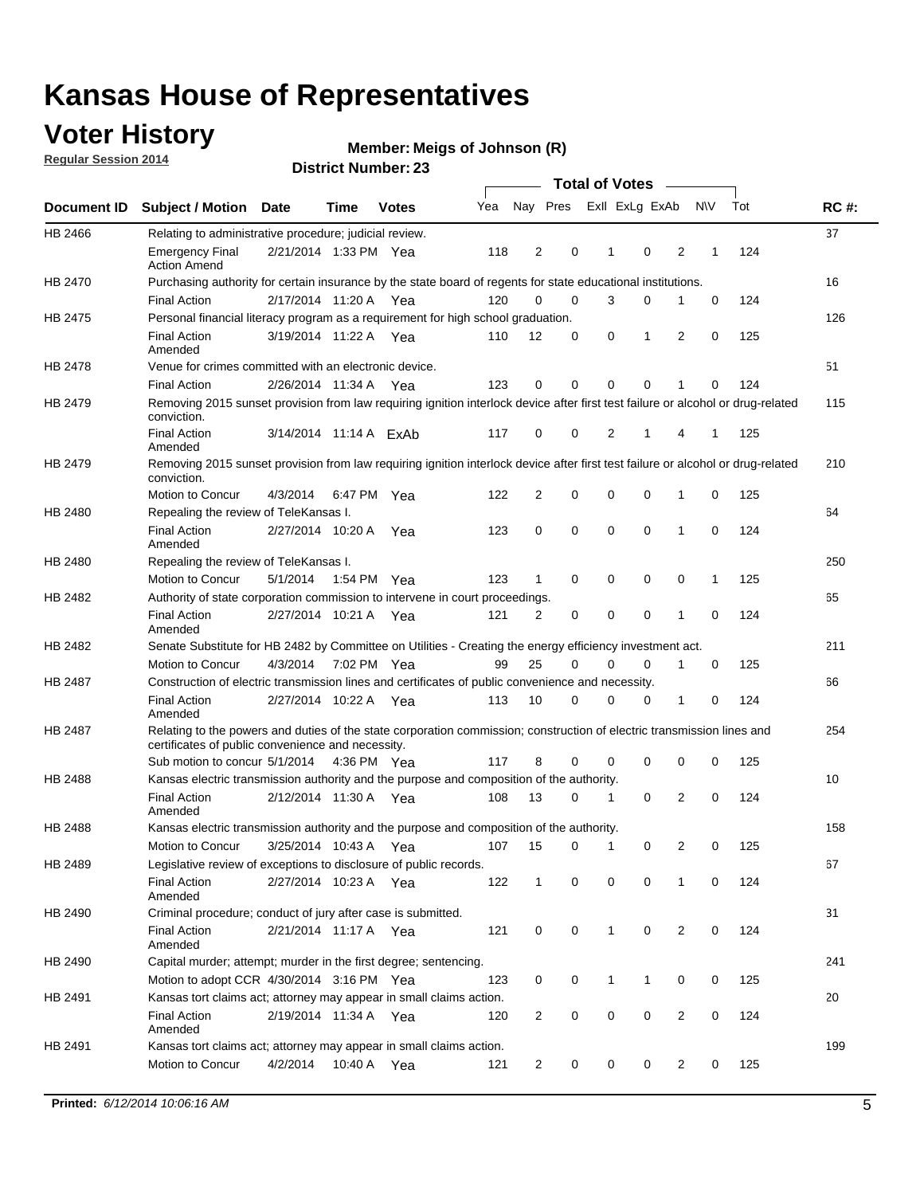# Kansas House of Representatives

## Voter History

**Regular Session 2014**

**Member: Meigs of Johnson (R)**

**District Number: 23**

| Document ID | Subject / Motion | Date | Time | Votes | Yea | Nay | Pres | ExII | ExLg | ExAb | N\V | Tot | RC #: |
|---|---|---|---|---|---|---|---|---|---|---|---|---|---|
| HB 2466 | Relating to administrative procedure; judicial review. | | | | | | | | | | | | 37 |
| | Emergency Final Action Amend | 2/21/2014 | 1:33 PM | Yea | 118 | 2 | 0 | 1 | 0 | 2 | 1 | 124 | |
| HB 2470 | Purchasing authority for certain insurance by the state board of regents for state educational institutions. | | | | | | | | | | | | 16 |
| | Final Action | 2/17/2014 | 11:20 A | Yea | 120 | 0 | 0 | 3 | 0 | 1 | 0 | 124 | |
| HB 2475 | Personal financial literacy program as a requirement for high school graduation. | | | | | | | | | | | | 126 |
| | Final Action Amended | 3/19/2014 | 11:22 A | Yea | 110 | 12 | 0 | 0 | 1 | 2 | 0 | 125 | |
| HB 2478 | Venue for crimes committed with an electronic device. | | | | | | | | | | | | 51 |
| | Final Action | 2/26/2014 | 11:34 A | Yea | 123 | 0 | 0 | 0 | 0 | 1 | 0 | 124 | |
| HB 2479 | Removing 2015 sunset provision from law requiring ignition interlock device after first test failure or alcohol or drug-related conviction. | | | | | | | | | | | | 115 |
| | Final Action Amended | 3/14/2014 | 11:14 A | ExAb | 117 | 0 | 0 | 2 | 1 | 4 | 1 | 125 | |
| HB 2479 | Removing 2015 sunset provision from law requiring ignition interlock device after first test failure or alcohol or drug-related conviction. | | | | | | | | | | | | 210 |
| | Motion to Concur | 4/3/2014 | 6:47 PM | Yea | 122 | 2 | 0 | 0 | 0 | 1 | 0 | 125 | |
| HB 2480 | Repealing the review of TeleKansas I. | | | | | | | | | | | | 64 |
| | Final Action Amended | 2/27/2014 | 10:20 A | Yea | 123 | 0 | 0 | 0 | 0 | 1 | 0 | 124 | |
| HB 2480 | Repealing the review of TeleKansas I. | | | | | | | | | | | | 250 |
| | Motion to Concur | 5/1/2014 | 1:54 PM | Yea | 123 | 1 | 0 | 0 | 0 | 0 | 1 | 125 | |
| HB 2482 | Authority of state corporation commission to intervene in court proceedings. | | | | | | | | | | | | 65 |
| | Final Action Amended | 2/27/2014 | 10:21 A | Yea | 121 | 2 | 0 | 0 | 0 | 1 | 0 | 124 | |
| HB 2482 | Senate Substitute for HB 2482 by Committee on Utilities - Creating the energy efficiency investment act. | | | | | | | | | | | | 211 |
| | Motion to Concur | 4/3/2014 | 7:02 PM | Yea | 99 | 25 | 0 | 0 | 0 | 1 | 0 | 125 | |
| HB 2487 | Construction of electric transmission lines and certificates of public convenience and necessity. | | | | | | | | | | | | 66 |
| | Final Action Amended | 2/27/2014 | 10:22 A | Yea | 113 | 10 | 0 | 0 | 0 | 1 | 0 | 124 | |
| HB 2487 | Relating to the powers and duties of the state corporation commission; construction of electric transmission lines and certificates of public convenience and necessity. | | | | | | | | | | | | 254 |
| | Sub motion to concur | 5/1/2014 | 4:36 PM | Yea | 117 | 8 | 0 | 0 | 0 | 0 | 0 | 125 | |
| HB 2488 | Kansas electric transmission authority and the purpose and composition of the authority. | | | | | | | | | | | | 10 |
| | Final Action Amended | 2/12/2014 | 11:30 A | Yea | 108 | 13 | 0 | 1 | 0 | 2 | 0 | 124 | |
| HB 2488 | Kansas electric transmission authority and the purpose and composition of the authority. | | | | | | | | | | | | 158 |
| | Motion to Concur | 3/25/2014 | 10:43 A | Yea | 107 | 15 | 0 | 1 | 0 | 2 | 0 | 125 | |
| HB 2489 | Legislative review of exceptions to disclosure of public records. | | | | | | | | | | | | 67 |
| | Final Action Amended | 2/27/2014 | 10:23 A | Yea | 122 | 1 | 0 | 0 | 0 | 1 | 0 | 124 | |
| HB 2490 | Criminal procedure; conduct of jury after case is submitted. | | | | | | | | | | | | 31 |
| | Final Action Amended | 2/21/2014 | 11:17 A | Yea | 121 | 0 | 0 | 1 | 0 | 2 | 0 | 124 | |
| HB 2490 | Capital murder; attempt; murder in the first degree; sentencing. | | | | | | | | | | | | 241 |
| | Motion to adopt CCR | 4/30/2014 | 3:16 PM | Yea | 123 | 0 | 0 | 1 | 1 | 0 | 0 | 125 | |
| HB 2491 | Kansas tort claims act; attorney may appear in small claims action. | | | | | | | | | | | | 20 |
| | Final Action Amended | 2/19/2014 | 11:34 A | Yea | 120 | 2 | 0 | 0 | 0 | 2 | 0 | 124 | |
| HB 2491 | Kansas tort claims act; attorney may appear in small claims action. | | | | | | | | | | | | 199 |
| | Motion to Concur | 4/2/2014 | 10:40 A | Yea | 121 | 2 | 0 | 0 | 0 | 2 | 0 | 125 | |

**Printed:** *6/12/2014 10:06:16 AM*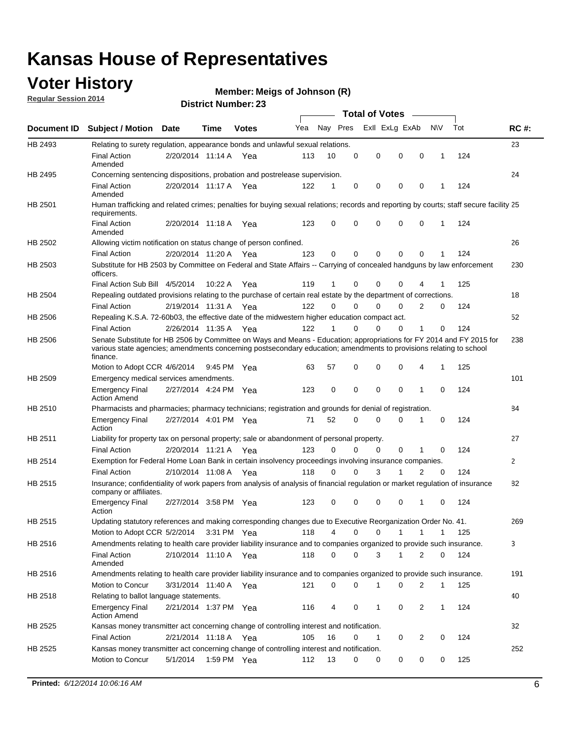# Kansas House of Representatives

## Voter History

**Regular Session 2014**

**Member: Meigs of Johnson (R)**

**District Number: 23**

| Document ID | Subject / Motion | Date | Time | Votes | Yea | Nay | Pres | ExII | ExLg | ExAb | N\V | Tot | RC #: |
|---|---|---|---|---|---|---|---|---|---|---|---|---|---|
| HB 2493 | Relating to surety regulation, appearance bonds and unlawful sexual relations. | | | | | | | | | | | | 23 |
| | Final Action Amended | 2/20/2014 | 11:14 A | Yea | 113 | 10 | 0 | 0 | 0 | 0 | 1 | 124 | |
| HB 2495 | Concerning sentencing dispositions, probation and postrelease supervision. | | | | | | | | | | | | 24 |
| | Final Action Amended | 2/20/2014 | 11:17 A | Yea | 122 | 1 | 0 | 0 | 0 | 0 | 1 | 124 | |
| HB 2501 | Human trafficking and related crimes; penalties for buying sexual relations; records and reporting by courts; staff secure facility requirements. | | | | | | | | | | | | 25 |
| | Final Action Amended | 2/20/2014 | 11:18 A | Yea | 123 | 0 | 0 | 0 | 0 | 0 | 1 | 124 | |
| HB 2502 | Allowing victim notification on status change of person confined. | | | | | | | | | | | | 26 |
| | Final Action | 2/20/2014 | 11:20 A | Yea | 123 | 0 | 0 | 0 | 0 | 0 | 1 | 124 | |
| HB 2503 | Substitute for HB 2503 by Committee on Federal and State Affairs -- Carrying of concealed handguns by law enforcement officers. | | | | | | | | | | | | 230 |
| | Final Action Sub Bill | 4/5/2014 | 10:22 A | Yea | 119 | 1 | 0 | 0 | 0 | 4 | 1 | 125 | |
| HB 2504 | Repealing outdated provisions relating to the purchase of certain real estate by the department of corrections. | | | | | | | | | | | | 18 |
| | Final Action | 2/19/2014 | 11:31 A | Yea | 122 | 0 | 0 | 0 | 0 | 2 | 0 | 124 | |
| HB 2506 | Repealing K.S.A. 72-60b03, the effective date of the midwestern higher education compact act. | | | | | | | | | | | | 52 |
| | Final Action | 2/26/2014 | 11:35 A | Yea | 122 | 1 | 0 | 0 | 0 | 1 | 0 | 124 | |
| HB 2506 | Senate Substitute for HB 2506 by Committee on Ways and Means - Education; appropriations for FY 2014 and FY 2015 for various state agencies; amendments concerning postsecondary education; amendments to provisions relating to school finance. | | | | | | | | | | | | 238 |
| | Motion to Adopt CCR | 4/6/2014 | 9:45 PM | Yea | 63 | 57 | 0 | 0 | 0 | 4 | 1 | 125 | |
| HB 2509 | Emergency medical services amendments. | | | | | | | | | | | | 101 |
| | Emergency Final Action Amend | 2/27/2014 | 4:24 PM | Yea | 123 | 0 | 0 | 0 | 0 | 1 | 0 | 124 | |
| HB 2510 | Pharmacists and pharmacies; pharmacy technicians; registration and grounds for denial of registration. | | | | | | | | | | | | 84 |
| | Emergency Final Action | 2/27/2014 | 4:01 PM | Yea | 71 | 52 | 0 | 0 | 0 | 1 | 0 | 124 | |
| HB 2511 | Liability for property tax on personal property; sale or abandonment of personal property. | | | | | | | | | | | | 27 |
| | Final Action | 2/20/2014 | 11:21 A | Yea | 123 | 0 | 0 | 0 | 0 | 1 | 0 | 124 | |
| HB 2514 | Exemption for Federal Home Loan Bank in certain insolvency proceedings involving insurance companies. | | | | | | | | | | | | 2 |
| | Final Action | 2/10/2014 | 11:08 A | Yea | 118 | 0 | 0 | 3 | 1 | 2 | 0 | 124 | |
| HB 2515 | Insurance; confidentiality of work papers from analysis of analysis of financial regulation or market regulation of insurance company or affiliates. | | | | | | | | | | | | 82 |
| | Emergency Final Action | 2/27/2014 | 3:58 PM | Yea | 123 | 0 | 0 | 0 | 0 | 1 | 0 | 124 | |
| HB 2515 | Updating statutory references and making corresponding changes due to Executive Reorganization Order No. 41. | | | | | | | | | | | | 269 |
| | Motion to Adopt CCR | 5/2/2014 | 3:31 PM | Yea | 118 | 4 | 0 | 0 | 1 | 1 | 1 | 125 | |
| HB 2516 | Amendments relating to health care provider liability insurance and to companies organized to provide such insurance. | | | | | | | | | | | | 3 |
| | Final Action Amended | 2/10/2014 | 11:10 A | Yea | 118 | 0 | 0 | 3 | 1 | 2 | 0 | 124 | |
| HB 2516 | Amendments relating to health care provider liability insurance and to companies organized to provide such insurance. | | | | | | | | | | | | 191 |
| | Motion to Concur | 3/31/2014 | 11:40 A | Yea | 121 | 0 | 0 | 1 | 0 | 2 | 1 | 125 | |
| HB 2518 | Relating to ballot language statements. | | | | | | | | | | | | 40 |
| | Emergency Final Action Amend | 2/21/2014 | 1:37 PM | Yea | 116 | 4 | 0 | 1 | 0 | 2 | 1 | 124 | |
| HB 2525 | Kansas money transmitter act concerning change of controlling interest and notification. | | | | | | | | | | | | 32 |
| | Final Action | 2/21/2014 | 11:18 A | Yea | 105 | 16 | 0 | 1 | 0 | 2 | 0 | 124 | |
| HB 2525 | Kansas money transmitter act concerning change of controlling interest and notification. | | | | | | | | | | | | 252 |
| | Motion to Concur | 5/1/2014 | 1:59 PM | Yea | 112 | 13 | 0 | 0 | 0 | 0 | 0 | 125 | |

**Printed:** *6/12/2014 10:06:16 AM*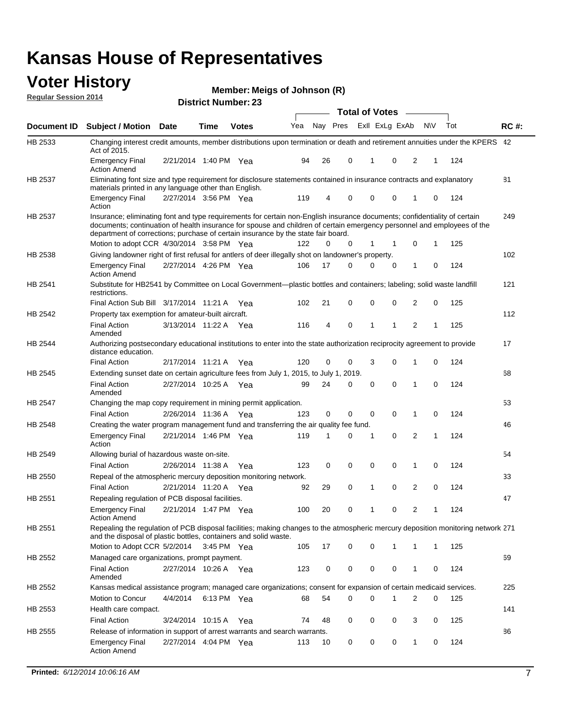# Kansas House of Representatives

## Voter History

**Regular Session 2014**

**Member: Meigs of Johnson (R)**

**District Number: 23**

| Document ID | Subject / Motion | Date | Time | Votes | Yea | Nay | Pres | ExII | ExLg | ExAb | N\V | Tot | RC #: |
|---|---|---|---|---|---|---|---|---|---|---|---|---|---|
| HB 2533 | Changing interest credit amounts, member distributions upon termination or death and retirement annuities under the KPERS Act of 2015. | | | | | | | | | | | | 42 |
| | Emergency Final Action Amend | 2/21/2014 | 1:40 PM | Yea | 94 | 26 | 0 | 1 | 0 | 2 | 1 | 124 | |
| HB 2537 | Eliminating font size and type requirement for disclosure statements contained in insurance contracts and explanatory materials printed in any language other than English. | | | | | | | | | | | | 81 |
| | Emergency Final Action | 2/27/2014 | 3:56 PM | Yea | 119 | 4 | 0 | 0 | 0 | 1 | 0 | 124 | |
| HB 2537 | Insurance; eliminating font and type requirements for certain non-English insurance documents; confidentiality of certain documents; continuation of health insurance for spouse and children of certain emergency personnel and employees of the department of corrections; purchase of certain insurance by the state fair board. | | | | | | | | | | | | 249 |
| | Motion to adopt CCR | 4/30/2014 | 3:58 PM | Yea | 122 | 0 | 0 | 1 | 1 | 0 | 1 | 125 | |
| HB 2538 | Giving landowner right of first refusal for antlers of deer illegally shot on landowner's property. | | | | | | | | | | | | 102 |
| | Emergency Final Action Amend | 2/27/2014 | 4:26 PM | Yea | 106 | 17 | 0 | 0 | 0 | 1 | 0 | 124 | |
| HB 2541 | Substitute for HB2541 by Committee on Local Government—plastic bottles and containers; labeling; solid waste landfill restrictions. | | | | | | | | | | | | 121 |
| | Final Action Sub Bill | 3/17/2014 | 11:21 A | Yea | 102 | 21 | 0 | 0 | 0 | 2 | 0 | 125 | |
| HB 2542 | Property tax exemption for amateur-built aircraft. | | | | | | | | | | | | 112 |
| | Final Action Amended | 3/13/2014 | 11:22 A | Yea | 116 | 4 | 0 | 1 | 1 | 2 | 1 | 125 | |
| HB 2544 | Authorizing postsecondary educational institutions to enter into the state authorization reciprocity agreement to provide distance education. | | | | | | | | | | | | 17 |
| | Final Action | 2/17/2014 | 11:21 A | Yea | 120 | 0 | 0 | 3 | 0 | 1 | 0 | 124 | |
| HB 2545 | Extending sunset date on certain agriculture fees from July 1, 2015, to July 1, 2019. | | | | | | | | | | | | 68 |
| | Final Action Amended | 2/27/2014 | 10:25 A | Yea | 99 | 24 | 0 | 0 | 0 | 1 | 0 | 124 | |
| HB 2547 | Changing the map copy requirement in mining permit application. | | | | | | | | | | | | 53 |
| | Final Action | 2/26/2014 | 11:36 A | Yea | 123 | 0 | 0 | 0 | 0 | 1 | 0 | 124 | |
| HB 2548 | Creating the water program management fund and transferring the air quality fee fund. | | | | | | | | | | | | 46 |
| | Emergency Final Action | 2/21/2014 | 1:46 PM | Yea | 119 | 1 | 0 | 1 | 0 | 2 | 1 | 124 | |
| HB 2549 | Allowing burial of hazardous waste on-site. | | | | | | | | | | | | 54 |
| | Final Action | 2/26/2014 | 11:38 A | Yea | 123 | 0 | 0 | 0 | 0 | 1 | 0 | 124 | |
| HB 2550 | Repeal of the atmospheric mercury deposition monitoring network. | | | | | | | | | | | | 33 |
| | Final Action | 2/21/2014 | 11:20 A | Yea | 92 | 29 | 0 | 1 | 0 | 2 | 0 | 124 | |
| HB 2551 | Repealing regulation of PCB disposal facilities. | | | | | | | | | | | | 47 |
| | Emergency Final Action Amend | 2/21/2014 | 1:47 PM | Yea | 100 | 20 | 0 | 1 | 0 | 2 | 1 | 124 | |
| HB 2551 | Repealing the regulation of PCB disposal facilities; making changes to the atmospheric mercury deposition monitoring network and the disposal of plastic bottles, containers and solid waste. | | | | | | | | | | | | 271 |
| | Motion to Adopt CCR | 5/2/2014 | 3:45 PM | Yea | 105 | 17 | 0 | 0 | 1 | 1 | 1 | 125 | |
| HB 2552 | Managed care organizations, prompt payment. | | | | | | | | | | | | 69 |
| | Final Action Amended | 2/27/2014 | 10:26 A | Yea | 123 | 0 | 0 | 0 | 0 | 1 | 0 | 124 | |
| HB 2552 | Kansas medical assistance program; managed care organizations; consent for expansion of certain medicaid services. | | | | | | | | | | | | 225 |
| | Motion to Concur | 4/4/2014 | 6:13 PM | Yea | 68 | 54 | 0 | 0 | 1 | 2 | 0 | 125 | |
| HB 2553 | Health care compact. | | | | | | | | | | | | 141 |
| | Final Action | 3/24/2014 | 10:15 A | Yea | 74 | 48 | 0 | 0 | 0 | 3 | 0 | 125 | |
| HB 2555 | Release of information in support of arrest warrants and search warrants. | | | | | | | | | | | | 86 |
| | Emergency Final Action Amend | 2/27/2014 | 4:04 PM | Yea | 113 | 10 | 0 | 0 | 0 | 1 | 0 | 124 | |

**Printed:** *6/12/2014 10:06:16 AM*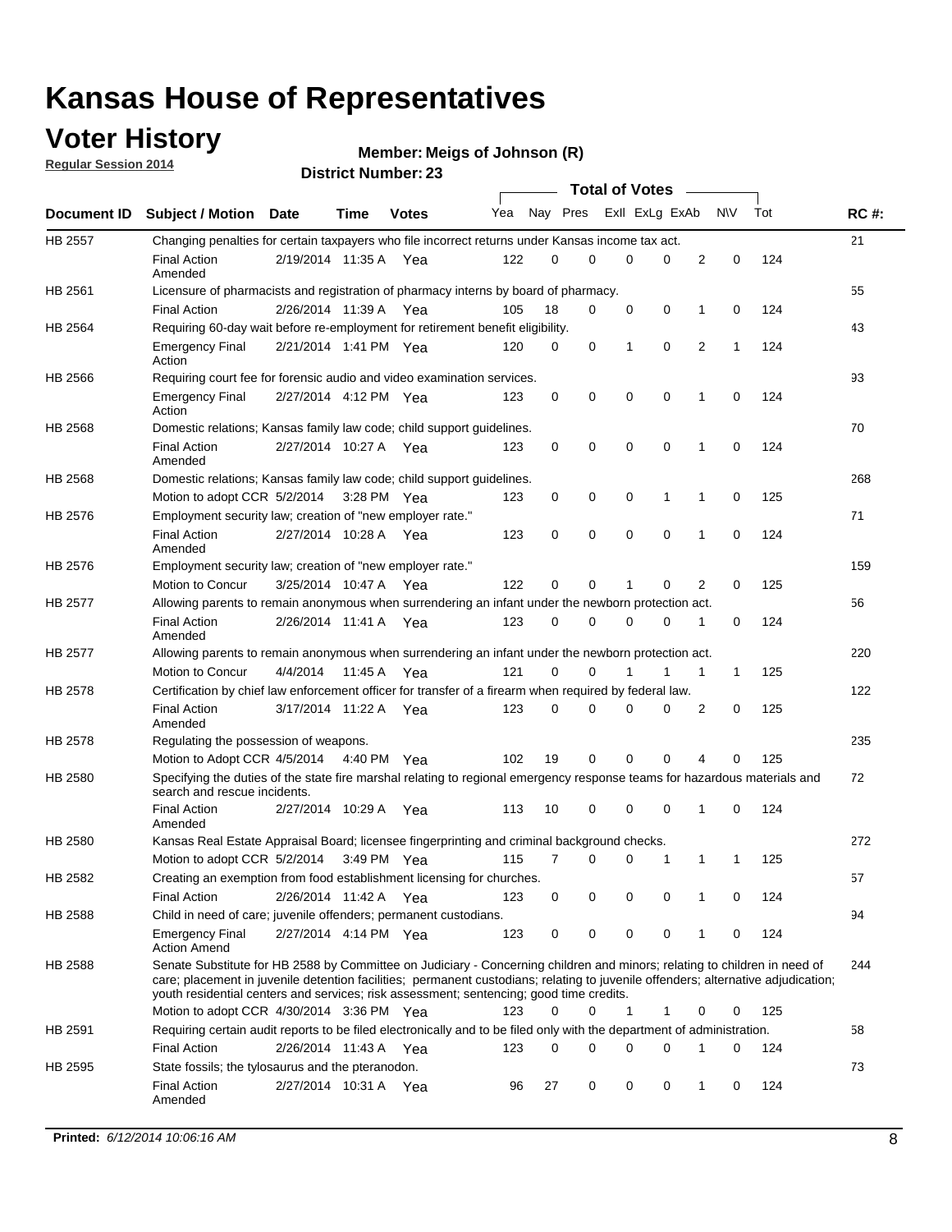# Kansas House of Representatives

## Voter History

**Regular Session 2014**

**Member: Meigs of Johnson (R)**

**District Number: 23**

| Document ID | Subject / Motion | Date | Time | Votes | Yea | Nay | Pres | ExII | ExLg | ExAb | N\V | Tot | RC #: |
|---|---|---|---|---|---|---|---|---|---|---|---|---|---|
| HB 2557 | Changing penalties for certain taxpayers who file incorrect returns under Kansas income tax act. | | | | | | | | | | | | 21 |
| | Final Action Amended | 2/19/2014 | 11:35 A | Yea | 122 | 0 | 0 | 0 | 0 | 2 | 0 | 124 | |
| HB 2561 | Licensure of pharmacists and registration of pharmacy interns by board of pharmacy. | | | | | | | | | | | | 55 |
| | Final Action | 2/26/2014 | 11:39 A | Yea | 105 | 18 | 0 | 0 | 0 | 1 | 0 | 124 | |
| HB 2564 | Requiring 60-day wait before re-employment for retirement benefit eligibility. | | | | | | | | | | | | 43 |
| | Emergency Final Action | 2/21/2014 | 1:41 PM | Yea | 120 | 0 | 0 | 1 | 0 | 2 | 1 | 124 | |
| HB 2566 | Requiring court fee for forensic audio and video examination services. | | | | | | | | | | | | 93 |
| | Emergency Final Action | 2/27/2014 | 4:12 PM | Yea | 123 | 0 | 0 | 0 | 0 | 1 | 0 | 124 | |
| HB 2568 | Domestic relations; Kansas family law code; child support guidelines. | | | | | | | | | | | | 70 |
| | Final Action Amended | 2/27/2014 | 10:27 A | Yea | 123 | 0 | 0 | 0 | 0 | 1 | 0 | 124 | |
| HB 2568 | Domestic relations; Kansas family law code; child support guidelines. | | | | | | | | | | | | 268 |
| | Motion to adopt CCR | 5/2/2014 | 3:28 PM | Yea | 123 | 0 | 0 | 0 | 1 | 1 | 0 | 125 | |
| HB 2576 | Employment security law; creation of "new employer rate." | | | | | | | | | | | | 71 |
| | Final Action Amended | 2/27/2014 | 10:28 A | Yea | 123 | 0 | 0 | 0 | 0 | 1 | 0 | 124 | |
| HB 2576 | Employment security law; creation of "new employer rate." | | | | | | | | | | | | 159 |
| | Motion to Concur | 3/25/2014 | 10:47 A | Yea | 122 | 0 | 0 | 1 | 0 | 2 | 0 | 125 | |
| HB 2577 | Allowing parents to remain anonymous when surrendering an infant under the newborn protection act. | | | | | | | | | | | | 56 |
| | Final Action Amended | 2/26/2014 | 11:41 A | Yea | 123 | 0 | 0 | 0 | 0 | 1 | 0 | 124 | |
| HB 2577 | Allowing parents to remain anonymous when surrendering an infant under the newborn protection act. | | | | | | | | | | | | 220 |
| | Motion to Concur | 4/4/2014 | 11:45 A | Yea | 121 | 0 | 0 | 1 | 1 | 1 | 1 | 125 | |
| HB 2578 | Certification by chief law enforcement officer for transfer of a firearm when required by federal law. | | | | | | | | | | | | 122 |
| | Final Action Amended | 3/17/2014 | 11:22 A | Yea | 123 | 0 | 0 | 0 | 0 | 2 | 0 | 125 | |
| HB 2578 | Regulating the possession of weapons. | | | | | | | | | | | | 235 |
| | Motion to Adopt CCR | 4/5/2014 | 4:40 PM | Yea | 102 | 19 | 0 | 0 | 0 | 4 | 0 | 125 | |
| HB 2580 | Specifying the duties of the state fire marshal relating to regional emergency response teams for hazardous materials and search and rescue incidents. | | | | | | | | | | | | 72 |
| | Final Action Amended | 2/27/2014 | 10:29 A | Yea | 113 | 10 | 0 | 0 | 0 | 1 | 0 | 124 | |
| HB 2580 | Kansas Real Estate Appraisal Board; licensee fingerprinting and criminal background checks. | | | | | | | | | | | | 272 |
| | Motion to adopt CCR | 5/2/2014 | 3:49 PM | Yea | 115 | 7 | 0 | 0 | 1 | 1 | 1 | 125 | |
| HB 2582 | Creating an exemption from food establishment licensing for churches. | | | | | | | | | | | | 57 |
| | Final Action | 2/26/2014 | 11:42 A | Yea | 123 | 0 | 0 | 0 | 0 | 1 | 0 | 124 | |
| HB 2588 | Child in need of care; juvenile offenders; permanent custodians. | | | | | | | | | | | | 94 |
| | Emergency Final Action Amend | 2/27/2014 | 4:14 PM | Yea | 123 | 0 | 0 | 0 | 0 | 1 | 0 | 124 | |
| HB 2588 | Senate Substitute for HB 2588 by Committee on Judiciary - Concerning children and minors; relating to children in need of care; placement in juvenile detention facilities; permanent custodians; relating to juvenile offenders; alternative adjudication; youth residential centers and services; risk assessment; sentencing; good time credits. | | | | | | | | | | | | 244 |
| | Motion to adopt CCR | 4/30/2014 | 3:36 PM | Yea | 123 | 0 | 0 | 1 | 1 | 0 | 0 | 125 | |
| HB 2591 | Requiring certain audit reports to be filed electronically and to be filed only with the department of administration. | | | | | | | | | | | | 58 |
| | Final Action | 2/26/2014 | 11:43 A | Yea | 123 | 0 | 0 | 0 | 0 | 1 | 0 | 124 | |
| HB 2595 | State fossils; the tylosaurus and the pteranodon. | | | | | | | | | | | | 73 |
| | Final Action Amended | 2/27/2014 | 10:31 A | Yea | 96 | 27 | 0 | 0 | 0 | 1 | 0 | 124 | |

**Printed:** *6/12/2014 10:06:16 AM*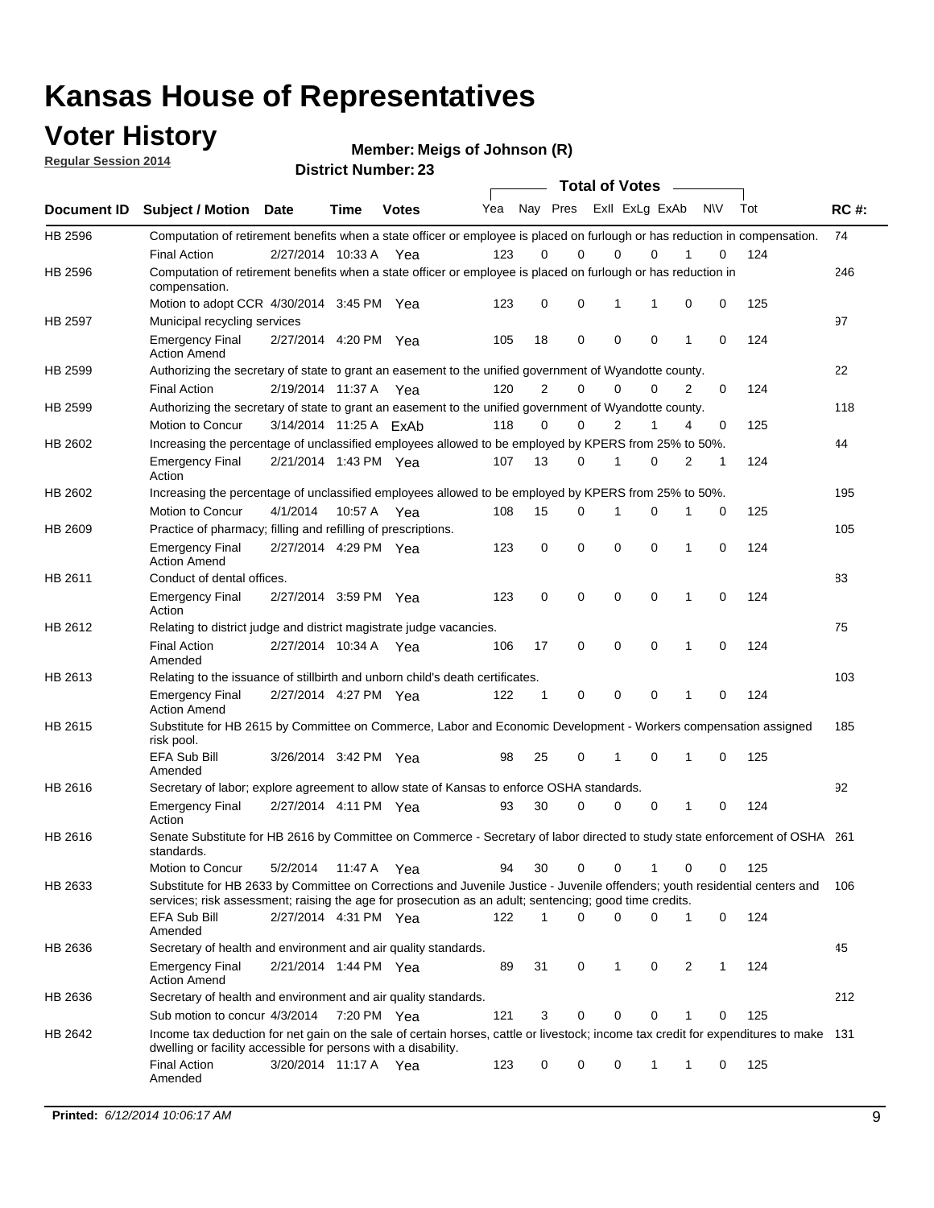# Kansas House of Representatives

## Voter History

**Regular Session 2014**

**Member: Meigs of Johnson (R)**

**District Number: 23**

| Document ID | Subject / Motion | Date | Time | Votes | Yea | Nay | Pres | ExII | ExLg | ExAb | N\V | Tot | RC #: |
|---|---|---|---|---|---|---|---|---|---|---|---|---|---|
| HB 2596 | Computation of retirement benefits when a state officer or employee is placed on furlough or has reduction in compensation. | | | | | | | | | | | | 74 |
| | Final Action | 2/27/2014 | 10:33 A | Yea | 123 | 0 | 0 | 0 | 0 | 1 | 0 | 124 | |
| HB 2596 | Computation of retirement benefits when a state officer or employee is placed on furlough or has reduction in compensation. | | | | | | | | | | | | 246 |
| | Motion to adopt CCR | 4/30/2014 | 3:45 PM | Yea | 123 | 0 | 0 | 1 | 1 | 0 | 0 | 125 | |
| HB 2597 | Municipal recycling services | | | | | | | | | | | | 97 |
| | Emergency Final Action Amend | 2/27/2014 | 4:20 PM | Yea | 105 | 18 | 0 | 0 | 0 | 1 | 0 | 124 | |
| HB 2599 | Authorizing the secretary of state to grant an easement to the unified government of Wyandotte county. | | | | | | | | | | | | 22 |
| | Final Action | 2/19/2014 | 11:37 A | Yea | 120 | 2 | 0 | 0 | 0 | 2 | 0 | 124 | |
| HB 2599 | Authorizing the secretary of state to grant an easement to the unified government of Wyandotte county. | | | | | | | | | | | | 118 |
| | Motion to Concur | 3/14/2014 | 11:25 A | ExAb | 118 | 0 | 0 | 2 | 1 | 4 | 0 | 125 | |
| HB 2602 | Increasing the percentage of unclassified employees allowed to be employed by KPERS from 25% to 50%. | | | | | | | | | | | | 44 |
| | Emergency Final Action | 2/21/2014 | 1:43 PM | Yea | 107 | 13 | 0 | 1 | 0 | 2 | 1 | 124 | |
| HB 2602 | Increasing the percentage of unclassified employees allowed to be employed by KPERS from 25% to 50%. | | | | | | | | | | | | 195 |
| | Motion to Concur | 4/1/2014 | 10:57 A | Yea | 108 | 15 | 0 | 1 | 0 | 1 | 0 | 125 | |
| HB 2609 | Practice of pharmacy; filling and refilling of prescriptions. | | | | | | | | | | | | 105 |
| | Emergency Final Action Amend | 2/27/2014 | 4:29 PM | Yea | 123 | 0 | 0 | 0 | 0 | 1 | 0 | 124 | |
| HB 2611 | Conduct of dental offices. | | | | | | | | | | | | 83 |
| | Emergency Final Action | 2/27/2014 | 3:59 PM | Yea | 123 | 0 | 0 | 0 | 0 | 1 | 0 | 124 | |
| HB 2612 | Relating to district judge and district magistrate judge vacancies. | | | | | | | | | | | | 75 |
| | Final Action Amended | 2/27/2014 | 10:34 A | Yea | 106 | 17 | 0 | 0 | 0 | 1 | 0 | 124 | |
| HB 2613 | Relating to the issuance of stillbirth and unborn child's death certificates. | | | | | | | | | | | | 103 |
| | Emergency Final Action Amend | 2/27/2014 | 4:27 PM | Yea | 122 | 1 | 0 | 0 | 0 | 1 | 0 | 124 | |
| HB 2615 | Substitute for HB 2615 by Committee on Commerce, Labor and Economic Development - Workers compensation assigned risk pool. | | | | | | | | | | | | 185 |
| | EFA Sub Bill Amended | 3/26/2014 | 3:42 PM | Yea | 98 | 25 | 0 | 1 | 0 | 1 | 0 | 125 | |
| HB 2616 | Secretary of labor; explore agreement to allow state of Kansas to enforce OSHA standards. | | | | | | | | | | | | 92 |
| | Emergency Final Action | 2/27/2014 | 4:11 PM | Yea | 93 | 30 | 0 | 0 | 0 | 1 | 0 | 124 | |
| HB 2616 | Senate Substitute for HB 2616 by Committee on Commerce - Secretary of labor directed to study state enforcement of OSHA standards. | | | | | | | | | | | | 261 |
| | Motion to Concur | 5/2/2014 | 11:47 A | Yea | 94 | 30 | 0 | 0 | 1 | 0 | 0 | 125 | |
| HB 2633 | Substitute for HB 2633 by Committee on Corrections and Juvenile Justice - Juvenile offenders; youth residential centers and services; risk assessment; raising the age for prosecution as an adult; sentencing; good time credits. | | | | | | | | | | | | 106 |
| | EFA Sub Bill Amended | 2/27/2014 | 4:31 PM | Yea | 122 | 1 | 0 | 0 | 0 | 1 | 0 | 124 | |
| HB 2636 | Secretary of health and environment and air quality standards. | | | | | | | | | | | | 45 |
| | Emergency Final Action Amend | 2/21/2014 | 1:44 PM | Yea | 89 | 31 | 0 | 1 | 0 | 2 | 1 | 124 | |
| HB 2636 | Secretary of health and environment and air quality standards. | | | | | | | | | | | | 212 |
| | Sub motion to concur | 4/3/2014 | 7:20 PM | Yea | 121 | 3 | 0 | 0 | 0 | 1 | 0 | 125 | |
| HB 2642 | Income tax deduction for net gain on the sale of certain horses, cattle or livestock; income tax credit for expenditures to make dwelling or facility accessible for persons with a disability. | | | | | | | | | | | | 131 |
| | Final Action Amended | 3/20/2014 | 11:17 A | Yea | 123 | 0 | 0 | 0 | 1 | 1 | 0 | 125 | |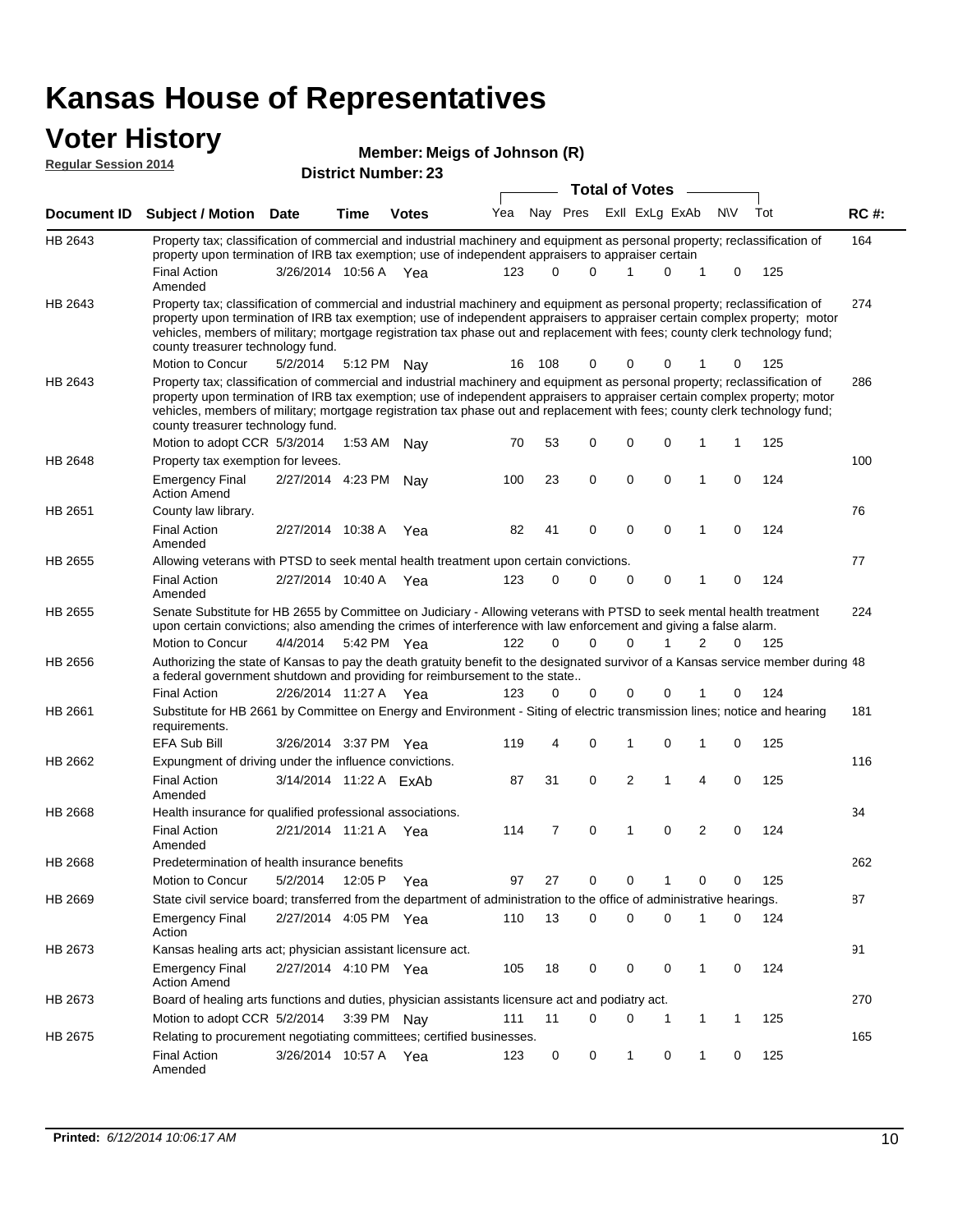# Kansas House of Representatives

## Voter History

**Regular Session 2014**

**Member: Meigs of Johnson (R)**

**District Number: 23**

| Document ID | Subject / Motion | Date | Time | Votes | Yea | Nay | Pres | ExII | ExLg | ExAb | N\V | Tot | RC #: |
|---|---|---|---|---|---|---|---|---|---|---|---|---|---|
| HB 2643 | Property tax; classification of commercial and industrial machinery and equipment as personal property; reclassification of property upon termination of IRB tax exemption; use of independent appraisers to appraiser certain | | | | | | | | | | | | 164 |
| | Final Action Amended | 3/26/2014 | 10:56 A | Yea | 123 | 0 | 0 | 1 | 0 | 1 | 0 | 125 | |
| HB 2643 | Property tax; classification of commercial and industrial machinery and equipment as personal property; reclassification of property upon termination of IRB tax exemption; use of independent appraisers to appraiser certain complex property; motor vehicles, members of military; mortgage registration tax phase out and replacement with fees; county clerk technology fund; county treasurer technology fund. | | | | | | | | | | | | 274 |
| | Motion to Concur | 5/2/2014 | 5:12 PM | Nay | 16 | 108 | 0 | 0 | 0 | 1 | 0 | 125 | |
| HB 2643 | Property tax; classification of commercial and industrial machinery and equipment as personal property; reclassification of property upon termination of IRB tax exemption; use of independent appraisers to appraiser certain complex property; motor vehicles, members of military; mortgage registration tax phase out and replacement with fees; county clerk technology fund; county treasurer technology fund. | | | | | | | | | | | | 286 |
| | Motion to adopt CCR | 5/3/2014 | 1:53 AM | Nay | 70 | 53 | 0 | 0 | 0 | 1 | 1 | 125 | |
| HB 2648 | Property tax exemption for levees. | | | | | | | | | | | | 100 |
| | Emergency Final Action Amend | 2/27/2014 | 4:23 PM | Nay | 100 | 23 | 0 | 0 | 0 | 1 | 0 | 124 | |
| HB 2651 | County law library. | | | | | | | | | | | | 76 |
| | Final Action Amended | 2/27/2014 | 10:38 A | Yea | 82 | 41 | 0 | 0 | 0 | 1 | 0 | 124 | |
| HB 2655 | Allowing veterans with PTSD to seek mental health treatment upon certain convictions. | | | | | | | | | | | | 77 |
| | Final Action Amended | 2/27/2014 | 10:40 A | Yea | 123 | 0 | 0 | 0 | 0 | 1 | 0 | 124 | |
| HB 2655 | Senate Substitute for HB 2655 by Committee on Judiciary - Allowing veterans with PTSD to seek mental health treatment upon certain convictions; also amending the crimes of interference with law enforcement and giving a false alarm. | | | | | | | | | | | | 224 |
| | Motion to Concur | 4/4/2014 | 5:42 PM | Yea | 122 | 0 | 0 | 0 | 1 | 2 | 0 | 125 | |
| HB 2656 | Authorizing the state of Kansas to pay the death gratuity benefit to the designated survivor of a Kansas service member during a federal government shutdown and providing for reimbursement to the state.. | | | | | | | | | | | | 48 |
| | Final Action | 2/26/2014 | 11:27 A | Yea | 123 | 0 | 0 | 0 | 0 | 1 | 0 | 124 | |
| HB 2661 | Substitute for HB 2661 by Committee on Energy and Environment - Siting of electric transmission lines; notice and hearing requirements. | | | | | | | | | | | | 181 |
| | EFA Sub Bill | 3/26/2014 | 3:37 PM | Yea | 119 | 4 | 0 | 1 | 0 | 1 | 0 | 125 | |
| HB 2662 | Expungment of driving under the influence convictions. | | | | | | | | | | | | 116 |
| | Final Action Amended | 3/14/2014 | 11:22 A | ExAb | 87 | 31 | 0 | 2 | 1 | 4 | 0 | 125 | |
| HB 2668 | Health insurance for qualified professional associations. | | | | | | | | | | | | 34 |
| | Final Action Amended | 2/21/2014 | 11:21 A | Yea | 114 | 7 | 0 | 1 | 0 | 2 | 0 | 124 | |
| HB 2668 | Predetermination of health insurance benefits | | | | | | | | | | | | 262 |
| | Motion to Concur | 5/2/2014 | 12:05 P | Yea | 97 | 27 | 0 | 0 | 1 | 0 | 0 | 125 | |
| HB 2669 | State civil service board; transferred from the department of administration to the office of administrative hearings. | | | | | | | | | | | | 87 |
| | Emergency Final Action | 2/27/2014 | 4:05 PM | Yea | 110 | 13 | 0 | 0 | 0 | 1 | 0 | 124 | |
| HB 2673 | Kansas healing arts act; physician assistant licensure act. | | | | | | | | | | | | 91 |
| | Emergency Final Action Amend | 2/27/2014 | 4:10 PM | Yea | 105 | 18 | 0 | 0 | 0 | 1 | 0 | 124 | |
| HB 2673 | Board of healing arts functions and duties, physician assistants licensure act and podiatry act. | | | | | | | | | | | | 270 |
| | Motion to adopt CCR | 5/2/2014 | 3:39 PM | Nay | 111 | 11 | 0 | 0 | 1 | 1 | 1 | 125 | |
| HB 2675 | Relating to procurement negotiating committees; certified businesses. | | | | | | | | | | | | 165 |
| | Final Action Amended | 3/26/2014 | 10:57 A | Yea | 123 | 0 | 0 | 1 | 0 | 1 | 0 | 125 | |

**Printed:** *6/12/2014 10:06:17 AM*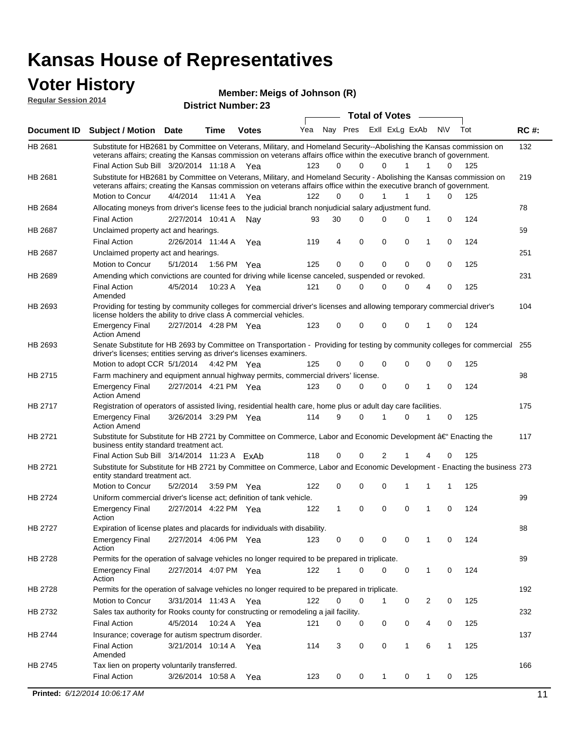# Kansas House of Representatives

## Voter History

**Regular Session 2014**

**Member: Meigs of Johnson (R)**

**District Number: 23**

| Document ID | Subject / Motion | Date | Time | Votes | Yea | Nay | Pres | ExII | ExLg | ExAb | N\V | Tot | RC #: |
|---|---|---|---|---|---|---|---|---|---|---|---|---|---|
| HB 2681 | Substitute for HB2681 by Committee on Veterans, Military, and Homeland Security--Abolishing the Kansas commission on veterans affairs; creating the Kansas commission on veterans affairs office within the executive branch of government. | | | | | | | | | | | | 132 |
| | Final Action Sub Bill | 3/20/2014 | 11:18 A | Yea | 123 | 0 | 0 | 0 | 1 | 1 | 0 | 125 | |
| HB 2681 | Substitute for HB2681 by Committee on Veterans, Military, and Homeland Security - Abolishing the Kansas commission on veterans affairs; creating the Kansas commission on veterans affairs office within the executive branch of government. | | | | | | | | | | | | 219 |
| | Motion to Concur | 4/4/2014 | 11:41 A | Yea | 122 | 0 | 0 | 1 | 1 | 1 | 0 | 125 | |
| HB 2684 | Allocating moneys from driver's license fees to the judicial branch nonjudicial salary adjustment fund. | | | | | | | | | | | | 78 |
| | Final Action | 2/27/2014 | 10:41 A | Nay | 93 | 30 | 0 | 0 | 0 | 1 | 0 | 124 | |
| HB 2687 | Unclaimed property act and hearings. | | | | | | | | | | | | 59 |
| | Final Action | 2/26/2014 | 11:44 A | Yea | 119 | 4 | 0 | 0 | 0 | 1 | 0 | 124 | |
| HB 2687 | Unclaimed property act and hearings. | | | | | | | | | | | | 251 |
| | Motion to Concur | 5/1/2014 | 1:56 PM | Yea | 125 | 0 | 0 | 0 | 0 | 0 | 0 | 125 | |
| HB 2689 | Amending which convictions are counted for driving while license canceled, suspended or revoked. | | | | | | | | | | | | 231 |
| | Final Action Amended | 4/5/2014 | 10:23 A | Yea | 121 | 0 | 0 | 0 | 0 | 4 | 0 | 125 | |
| HB 2693 | Providing for testing by community colleges for commercial driver's licenses and allowing temporary commercial driver's license holders the ability to drive class A commercial vehicles. | | | | | | | | | | | | 104 |
| | Emergency Final Action Amend | 2/27/2014 | 4:28 PM | Yea | 123 | 0 | 0 | 0 | 0 | 1 | 0 | 124 | |
| HB 2693 | Senate Substitute for HB 2693 by Committee on Transportation - Providing for testing by community colleges for commercial driver's licenses; entities serving as driver's licenses examiners. | | | | | | | | | | | | 255 |
| | Motion to adopt CCR | 5/1/2014 | 4:42 PM | Yea | 125 | 0 | 0 | 0 | 0 | 0 | 0 | 125 | |
| HB 2715 | Farm machinery and equipment annual highway permits, commercial drivers' license. | | | | | | | | | | | | 98 |
| | Emergency Final Action Amend | 2/27/2014 | 4:21 PM | Yea | 123 | 0 | 0 | 0 | 0 | 1 | 0 | 124 | |
| HB 2717 | Registration of operators of assisted living, residential health care, home plus or adult day care facilities. | | | | | | | | | | | | 175 |
| | Emergency Final Action Amend | 3/26/2014 | 3:29 PM | Yea | 114 | 9 | 0 | 1 | 0 | 1 | 0 | 125 | |
| HB 2721 | Substitute for Substitute for HB 2721 by Committee on Commerce, Labor and Economic Development â€" Enacting the business entity standard treatment act. | | | | | | | | | | | | 117 |
| | Final Action Sub Bill | 3/14/2014 | 11:23 A | ExAb | 118 | 0 | 0 | 2 | 1 | 4 | 0 | 125 | |
| HB 2721 | Substitute for Substitute for HB 2721 by Committee on Commerce, Labor and Economic Development - Enacting the business entity standard treatment act. | | | | | | | | | | | | 273 |
| | Motion to Concur | 5/2/2014 | 3:59 PM | Yea | 122 | 0 | 0 | 0 | 1 | 1 | 1 | 125 | |
| HB 2724 | Uniform commercial driver's license act; definition of tank vehicle. | | | | | | | | | | | | 99 |
| | Emergency Final Action | 2/27/2014 | 4:22 PM | Yea | 122 | 1 | 0 | 0 | 0 | 1 | 0 | 124 | |
| HB 2727 | Expiration of license plates and placards for individuals with disability. | | | | | | | | | | | | 88 |
| | Emergency Final Action | 2/27/2014 | 4:06 PM | Yea | 123 | 0 | 0 | 0 | 0 | 1 | 0 | 124 | |
| HB 2728 | Permits for the operation of salvage vehicles no longer required to be prepared in triplicate. | | | | | | | | | | | | 89 |
| | Emergency Final Action | 2/27/2014 | 4:07 PM | Yea | 122 | 1 | 0 | 0 | 0 | 1 | 0 | 124 | |
| HB 2728 | Permits for the operation of salvage vehicles no longer required to be prepared in triplicate. | | | | | | | | | | | | 192 |
| | Motion to Concur | 3/31/2014 | 11:43 A | Yea | 122 | 0 | 0 | 1 | 0 | 2 | 0 | 125 | |
| HB 2732 | Sales tax authority for Rooks county for constructing or remodeling a jail facility. | | | | | | | | | | | | 232 |
| | Final Action | 4/5/2014 | 10:24 A | Yea | 121 | 0 | 0 | 0 | 0 | 4 | 0 | 125 | |
| HB 2744 | Insurance; coverage for autism spectrum disorder. | | | | | | | | | | | | 137 |
| | Final Action Amended | 3/21/2014 | 10:14 A | Yea | 114 | 3 | 0 | 0 | 1 | 6 | 1 | 125 | |
| HB 2745 | Tax lien on property voluntarily transferred. | | | | | | | | | | | | 166 |
| | Final Action | 3/26/2014 | 10:58 A | Yea | 123 | 0 | 0 | 1 | 0 | 1 | 0 | 125 | |

**Printed:** *6/12/2014 10:06:17 AM*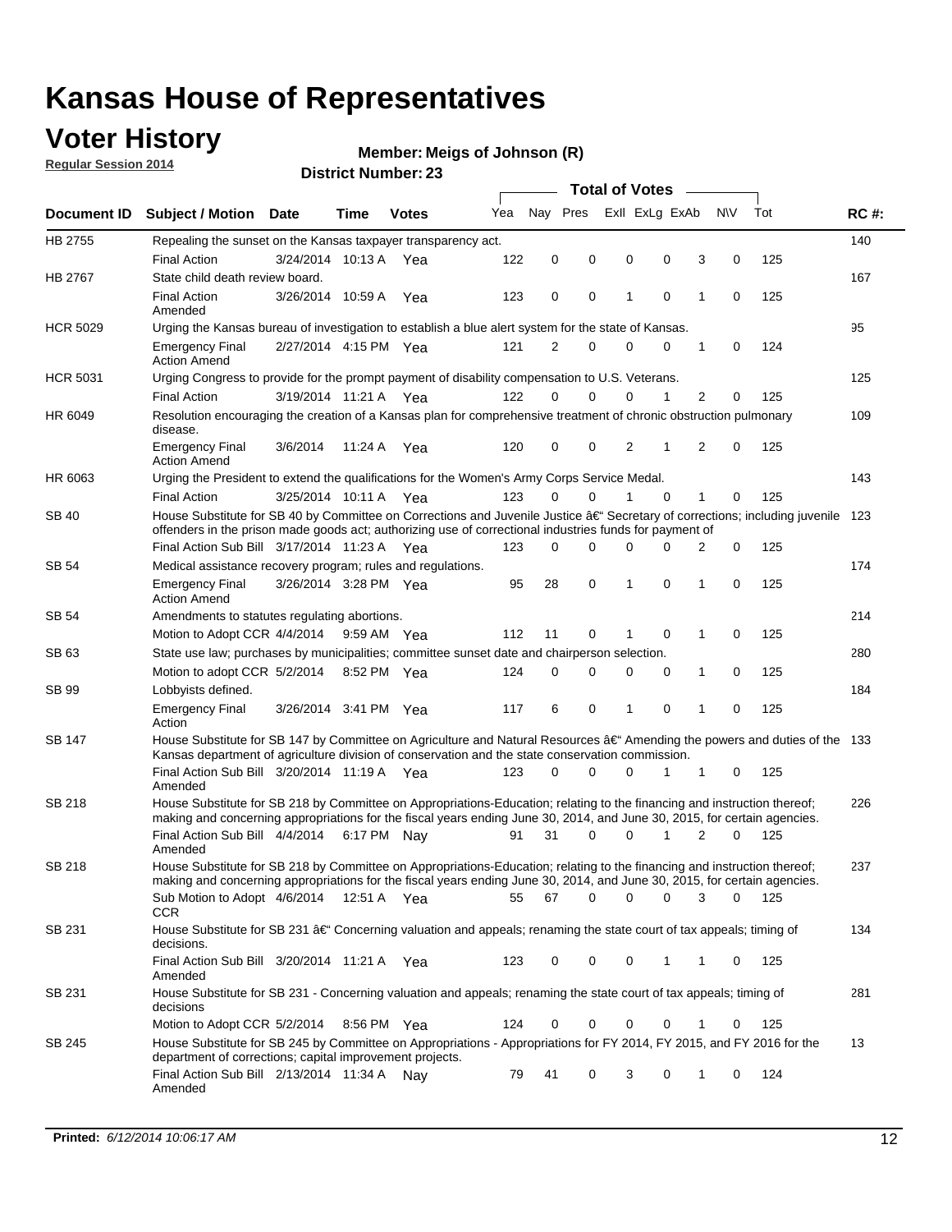# Kansas House of Representatives

## Voter History

**Regular Session 2014**

**Member: Meigs of Johnson (R)**

**District Number: 23**

| Document ID | Subject / Motion | Date | Time | Votes | Yea | Nay | Pres | ExII | ExLg | ExAb | N\V | Tot | RC #: |
|---|---|---|---|---|---|---|---|---|---|---|---|---|---|
| HB 2755 | Repealing the sunset on the Kansas taxpayer transparency act. | | | | | | | | | | | | 140 |
| | Final Action | 3/24/2014 | 10:13 A | Yea | 122 | 0 | 0 | 0 | 0 | 3 | 0 | 125 | |
| HB 2767 | State child death review board. | | | | | | | | | | | | 167 |
| | Final Action Amended | 3/26/2014 | 10:59 A | Yea | 123 | 0 | 0 | 1 | 0 | 1 | 0 | 125 | |
| HCR 5029 | Urging the Kansas bureau of investigation to establish a blue alert system for the state of Kansas. | | | | | | | | | | | | 95 |
| | Emergency Final Action Amend | 2/27/2014 | 4:15 PM | Yea | 121 | 2 | 0 | 0 | 0 | 1 | 0 | 124 | |
| HCR 5031 | Urging Congress to provide for the prompt payment of disability compensation to U.S. Veterans. | | | | | | | | | | | | 125 |
| | Final Action | 3/19/2014 | 11:21 A | Yea | 122 | 0 | 0 | 0 | 1 | 2 | 0 | 125 | |
| HR 6049 | Resolution encouraging the creation of a Kansas plan for comprehensive treatment of chronic obstruction pulmonary disease. | | | | | | | | | | | | 109 |
| | Emergency Final Action Amend | 3/6/2014 | 11:24 A | Yea | 120 | 0 | 0 | 2 | 1 | 2 | 0 | 125 | |
| HR 6063 | Urging the President to extend the qualifications for the Women's Army Corps Service Medal. | | | | | | | | | | | | 143 |
| | Final Action | 3/25/2014 | 10:11 A | Yea | 123 | 0 | 0 | 1 | 0 | 1 | 0 | 125 | |
| SB 40 | House Substitute for SB 40 by Committee on Corrections and Juvenile Justice â€" Secretary of corrections; including juvenile offenders in the prison made goods act; authorizing use of correctional industries funds for payment of | | | | | | | | | | | | 123 |
| | Final Action Sub Bill | 3/17/2014 | 11:23 A | Yea | 123 | 0 | 0 | 0 | 0 | 2 | 0 | 125 | |
| SB 54 | Medical assistance recovery program; rules and regulations. | | | | | | | | | | | | 174 |
| | Emergency Final Action Amend | 3/26/2014 | 3:28 PM | Yea | 95 | 28 | 0 | 1 | 0 | 1 | 0 | 125 | |
| SB 54 | Amendments to statutes regulating abortions. | | | | | | | | | | | | 214 |
| | Motion to Adopt CCR | 4/4/2014 | 9:59 AM | Yea | 112 | 11 | 0 | 1 | 0 | 1 | 0 | 125 | |
| SB 63 | State use law; purchases by municipalities; committee sunset date and chairperson selection. | | | | | | | | | | | | 280 |
| | Motion to adopt CCR | 5/2/2014 | 8:52 PM | Yea | 124 | 0 | 0 | 0 | 0 | 1 | 0 | 125 | |
| SB 99 | Lobbyists defined. | | | | | | | | | | | | 184 |
| | Emergency Final Action | 3/26/2014 | 3:41 PM | Yea | 117 | 6 | 0 | 1 | 0 | 1 | 0 | 125 | |
| SB 147 | House Substitute for SB 147 by Committee on Agriculture and Natural Resources â€" Amending the powers and duties of the Kansas department of agriculture division of conservation and the state conservation commission. | | | | | | | | | | | | 133 |
| | Final Action Sub Bill Amended | 3/20/2014 | 11:19 A | Yea | 123 | 0 | 0 | 0 | 1 | 1 | 0 | 125 | |
| SB 218 | House Substitute for SB 218 by Committee on Appropriations-Education; relating to the financing and instruction thereof; making and concerning appropriations for the fiscal years ending June 30, 2014, and June 30, 2015, for certain agencies. | | | | | | | | | | | | 226 |
| | Final Action Sub Bill Amended | 4/4/2014 | 6:17 PM | Nay | 91 | 31 | 0 | 0 | 1 | 2 | 0 | 125 | |
| SB 218 | House Substitute for SB 218 by Committee on Appropriations-Education; relating to the financing and instruction thereof; making and concerning appropriations for the fiscal years ending June 30, 2014, and June 30, 2015, for certain agencies. | | | | | | | | | | | | 237 |
| | Sub Motion to Adopt CCR | 4/6/2014 | 12:51 A | Yea | 55 | 67 | 0 | 0 | 0 | 3 | 0 | 125 | |
| SB 231 | House Substitute for SB 231 â€" Concerning valuation and appeals; renaming the state court of tax appeals; timing of decisions. | | | | | | | | | | | | 134 |
| | Final Action Sub Bill Amended | 3/20/2014 | 11:21 A | Yea | 123 | 0 | 0 | 0 | 1 | 1 | 0 | 125 | |
| SB 231 | House Substitute for SB 231 - Concerning valuation and appeals; renaming the state court of tax appeals; timing of decisions | | | | | | | | | | | | 281 |
| | Motion to Adopt CCR | 5/2/2014 | 8:56 PM | Yea | 124 | 0 | 0 | 0 | 0 | 1 | 0 | 125 | |
| SB 245 | House Substitute for SB 245 by Committee on Appropriations - Appropriations for FY 2014, FY 2015, and FY 2016 for the department of corrections; capital improvement projects. | | | | | | | | | | | | 13 |
| | Final Action Sub Bill Amended | 2/13/2014 | 11:34 A | Nay | 79 | 41 | 0 | 3 | 0 | 1 | 0 | 124 | |

**Printed:** *6/12/2014 10:06:17 AM*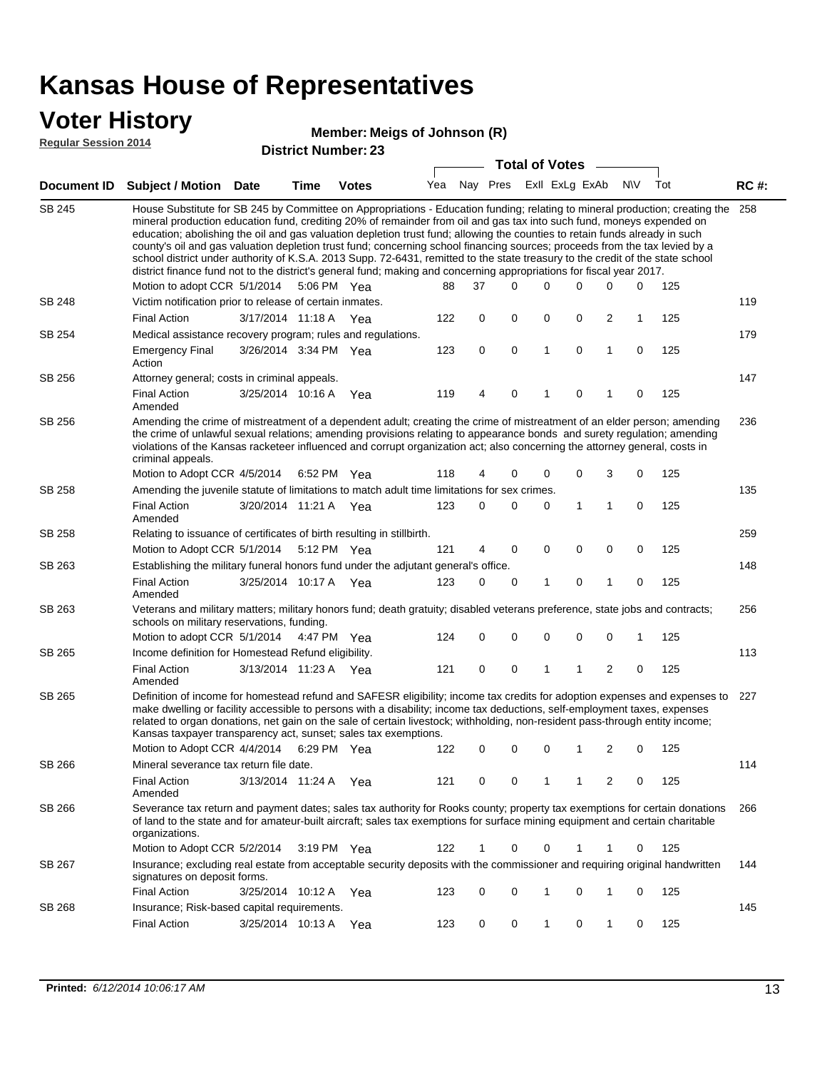# Kansas House of Representatives

## Voter History

**Regular Session 2014**

**Member: Meigs of Johnson (R)**

**District Number: 23**

| Document ID | Subject / Motion | Date | Time | Votes | Yea | Nay | Pres | ExII | ExLg | ExAb | N\V | Tot | RC #: |
|---|---|---|---|---|---|---|---|---|---|---|---|---|---|
| SB 245 | House Substitute for SB 245 by Committee on Appropriations - Education funding; relating to mineral production; creating the mineral production education fund, crediting 20% of remainder from oil and gas tax into such fund, moneys expended on education; abolishing the oil and gas valuation depletion trust fund; allowing the counties to retain funds already in such county's oil and gas valuation depletion trust fund; concerning school financing sources; proceeds from the tax levied by a school district under authority of K.S.A. 2013 Supp. 72-6431, remitted to the state treasury to the credit of the state school district finance fund not to the district's general fund; making and concerning appropriations for fiscal year 2017. | | | | | | | | | | | | 258 |
| | Motion to adopt CCR | 5/1/2014 | 5:06 PM | Yea | 88 | 37 | 0 | 0 | 0 | 0 | 0 | 125 | |
| SB 248 | Victim notification prior to release of certain inmates. | | | | | | | | | | | | 119 |
| | Final Action | 3/17/2014 | 11:18 A | Yea | 122 | 0 | 0 | 0 | 0 | 2 | 1 | 125 | |
| SB 254 | Medical assistance recovery program; rules and regulations. | | | | | | | | | | | | 179 |
| | Emergency Final Action | 3/26/2014 | 3:34 PM | Yea | 123 | 0 | 0 | 1 | 0 | 1 | 0 | 125 | |
| SB 256 | Attorney general; costs in criminal appeals. | | | | | | | | | | | | 147 |
| | Final Action Amended | 3/25/2014 | 10:16 A | Yea | 119 | 4 | 0 | 1 | 0 | 1 | 0 | 125 | |
| SB 256 | Amending the crime of mistreatment of a dependent adult; creating the crime of mistreatment of an elder person; amending the crime of unlawful sexual relations; amending provisions relating to appearance bonds and surety regulation; amending violations of the Kansas racketeer influenced and corrupt organization act; also concerning the attorney general, costs in criminal appeals. | | | | | | | | | | | | 236 |
| | Motion to Adopt CCR | 4/5/2014 | 6:52 PM | Yea | 118 | 4 | 0 | 0 | 0 | 3 | 0 | 125 | |
| SB 258 | Amending the juvenile statute of limitations to match adult time limitations for sex crimes. | | | | | | | | | | | | 135 |
| | Final Action Amended | 3/20/2014 | 11:21 A | Yea | 123 | 0 | 0 | 0 | 1 | 1 | 0 | 125 | |
| SB 258 | Relating to issuance of certificates of birth resulting in stillbirth. | | | | | | | | | | | | 259 |
| | Motion to Adopt CCR | 5/1/2014 | 5:12 PM | Yea | 121 | 4 | 0 | 0 | 0 | 0 | 0 | 125 | |
| SB 263 | Establishing the military funeral honors fund under the adjutant general's office. | | | | | | | | | | | | 148 |
| | Final Action Amended | 3/25/2014 | 10:17 A | Yea | 123 | 0 | 0 | 1 | 0 | 1 | 0 | 125 | |
| SB 263 | Veterans and military matters; military honors fund; death gratuity; disabled veterans preference, state jobs and contracts; schools on military reservations, funding. | | | | | | | | | | | | 256 |
| | Motion to adopt CCR | 5/1/2014 | 4:47 PM | Yea | 124 | 0 | 0 | 0 | 0 | 0 | 1 | 125 | |
| SB 265 | Income definition for Homestead Refund eligibility. | | | | | | | | | | | | 113 |
| | Final Action Amended | 3/13/2014 | 11:23 A | Yea | 121 | 0 | 0 | 1 | 1 | 2 | 0 | 125 | |
| SB 265 | Definition of income for homestead refund and SAFESR eligibility; income tax credits for adoption expenses and expenses to make dwelling or facility accessible to persons with a disability; income tax deductions, self-employment taxes, expenses related to organ donations, net gain on the sale of certain livestock; withholding, non-resident pass-through entity income; Kansas taxpayer transparency act, sunset; sales tax exemptions. | | | | | | | | | | | | 227 |
| | Motion to Adopt CCR | 4/4/2014 | 6:29 PM | Yea | 122 | 0 | 0 | 0 | 1 | 2 | 0 | 125 | |
| SB 266 | Mineral severance tax return file date. | | | | | | | | | | | | 114 |
| | Final Action Amended | 3/13/2014 | 11:24 A | Yea | 121 | 0 | 0 | 1 | 1 | 2 | 0 | 125 | |
| SB 266 | Severance tax return and payment dates; sales tax authority for Rooks county; property tax exemptions for certain donations of land to the state and for amateur-built aircraft; sales tax exemptions for surface mining equipment and certain charitable organizations. | | | | | | | | | | | | 266 |
| | Motion to Adopt CCR | 5/2/2014 | 3:19 PM | Yea | 122 | 1 | 0 | 0 | 1 | 1 | 0 | 125 | |
| SB 267 | Insurance; excluding real estate from acceptable security deposits with the commissioner and requiring original handwritten signatures on deposit forms. | | | | | | | | | | | | 144 |
| | Final Action | 3/25/2014 | 10:12 A | Yea | 123 | 0 | 0 | 1 | 0 | 1 | 0 | 125 | |
| SB 268 | Insurance; Risk-based capital requirements. | | | | | | | | | | | | 145 |
| | Final Action | 3/25/2014 | 10:13 A | Yea | 123 | 0 | 0 | 1 | 0 | 1 | 0 | 125 | |

**Printed:** *6/12/2014 10:06:17 AM*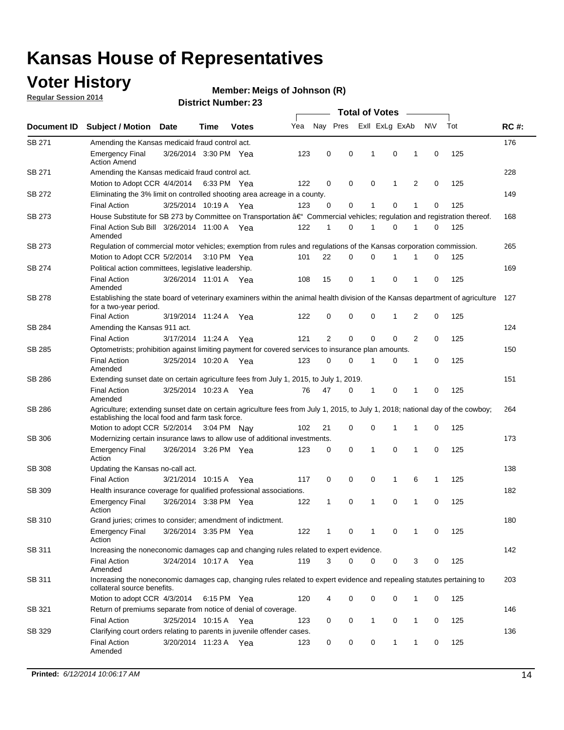# Kansas House of Representatives

## Voter History

**Regular Session 2014**

**Member: Meigs of Johnson (R)**

**District Number: 23**

| Document ID | Subject / Motion | Date | Time | Votes | Yea | Nay | Pres | ExII | ExLg | ExAb | N\V | Tot | RC #: |
|---|---|---|---|---|---|---|---|---|---|---|---|---|---|
| SB 271 | Amending the Kansas medicaid fraud control act. | | | | | | | | | | | | 176 |
| | Emergency Final Action Amend | 3/26/2014 | 3:30 PM | Yea | 123 | 0 | 0 | 1 | 0 | 1 | 0 | 125 | |
| SB 271 | Amending the Kansas medicaid fraud control act. | | | | | | | | | | | | 228 |
| | Motion to Adopt CCR | 4/4/2014 | 6:33 PM | Yea | 122 | 0 | 0 | 0 | 1 | 2 | 0 | 125 | |
| SB 272 | Eliminating the 3% limit on controlled shooting area acreage in a county. | | | | | | | | | | | | 149 |
| | Final Action | 3/25/2014 | 10:19 A | Yea | 123 | 0 | 0 | 1 | 0 | 1 | 0 | 125 | |
| SB 273 | House Substitute for SB 273 by Committee on Transportation â€" Commercial vehicles; regulation and registration thereof. | | | | | | | | | | | | 168 |
| | Final Action Sub Bill Amended | 3/26/2014 | 11:00 A | Yea | 122 | 1 | 0 | 1 | 0 | 1 | 0 | 125 | |
| SB 273 | Regulation of commercial motor vehicles; exemption from rules and regulations of the Kansas corporation commission. | | | | | | | | | | | | 265 |
| | Motion to Adopt CCR | 5/2/2014 | 3:10 PM | Yea | 101 | 22 | 0 | 0 | 1 | 1 | 0 | 125 | |
| SB 274 | Political action committees, legislative leadership. | | | | | | | | | | | | 169 |
| | Final Action Amended | 3/26/2014 | 11:01 A | Yea | 108 | 15 | 0 | 1 | 0 | 1 | 0 | 125 | |
| SB 278 | Establishing the state board of veterinary examiners within the animal health division of the Kansas department of agriculture for a two-year period. | | | | | | | | | | | | 127 |
| | Final Action | 3/19/2014 | 11:24 A | Yea | 122 | 0 | 0 | 0 | 1 | 2 | 0 | 125 | |
| SB 284 | Amending the Kansas 911 act. | | | | | | | | | | | | 124 |
| | Final Action | 3/17/2014 | 11:24 A | Yea | 121 | 2 | 0 | 0 | 0 | 2 | 0 | 125 | |
| SB 285 | Optometrists; prohibition against limiting payment for covered services to insurance plan amounts. | | | | | | | | | | | | 150 |
| | Final Action Amended | 3/25/2014 | 10:20 A | Yea | 123 | 0 | 0 | 1 | 0 | 1 | 0 | 125 | |
| SB 286 | Extending sunset date on certain agriculture fees from July 1, 2015, to July 1, 2019. | | | | | | | | | | | | 151 |
| | Final Action Amended | 3/25/2014 | 10:23 A | Yea | 76 | 47 | 0 | 1 | 0 | 1 | 0 | 125 | |
| SB 286 | Agriculture; extending sunset date on certain agriculture fees from July 1, 2015, to July 1, 2018; national day of the cowboy; establishing the local food and farm task force. | | | | | | | | | | | | 264 |
| | Motion to adopt CCR | 5/2/2014 | 3:04 PM | Nay | 102 | 21 | 0 | 0 | 1 | 1 | 0 | 125 | |
| SB 306 | Modernizing certain insurance laws to allow use of additional investments. | | | | | | | | | | | | 173 |
| | Emergency Final Action | 3/26/2014 | 3:26 PM | Yea | 123 | 0 | 0 | 1 | 0 | 1 | 0 | 125 | |
| SB 308 | Updating the Kansas no-call act. | | | | | | | | | | | | 138 |
| | Final Action | 3/21/2014 | 10:15 A | Yea | 117 | 0 | 0 | 0 | 1 | 6 | 1 | 125 | |
| SB 309 | Health insurance coverage for qualified professional associations. | | | | | | | | | | | | 182 |
| | Emergency Final Action | 3/26/2014 | 3:38 PM | Yea | 122 | 1 | 0 | 1 | 0 | 1 | 0 | 125 | |
| SB 310 | Grand juries; crimes to consider; amendment of indictment. | | | | | | | | | | | | 180 |
| | Emergency Final Action | 3/26/2014 | 3:35 PM | Yea | 122 | 1 | 0 | 1 | 0 | 1 | 0 | 125 | |
| SB 311 | Increasing the noneconomic damages cap and changing rules related to expert evidence. | | | | | | | | | | | | 142 |
| | Final Action Amended | 3/24/2014 | 10:17 A | Yea | 119 | 3 | 0 | 0 | 0 | 3 | 0 | 125 | |
| SB 311 | Increasing the noneconomic damages cap, changing rules related to expert evidence and repealing statutes pertaining to collateral source benefits. | | | | | | | | | | | | 203 |
| | Motion to adopt CCR | 4/3/2014 | 6:15 PM | Yea | 120 | 4 | 0 | 0 | 0 | 1 | 0 | 125 | |
| SB 321 | Return of premiums separate from notice of denial of coverage. | | | | | | | | | | | | 146 |
| | Final Action | 3/25/2014 | 10:15 A | Yea | 123 | 0 | 0 | 1 | 0 | 1 | 0 | 125 | |
| SB 329 | Clarifying court orders relating to parents in juvenile offender cases. | | | | | | | | | | | | 136 |
| | Final Action Amended | 3/20/2014 | 11:23 A | Yea | 123 | 0 | 0 | 0 | 1 | 1 | 0 | 125 | |

**Printed:** *6/12/2014 10:06:17 AM*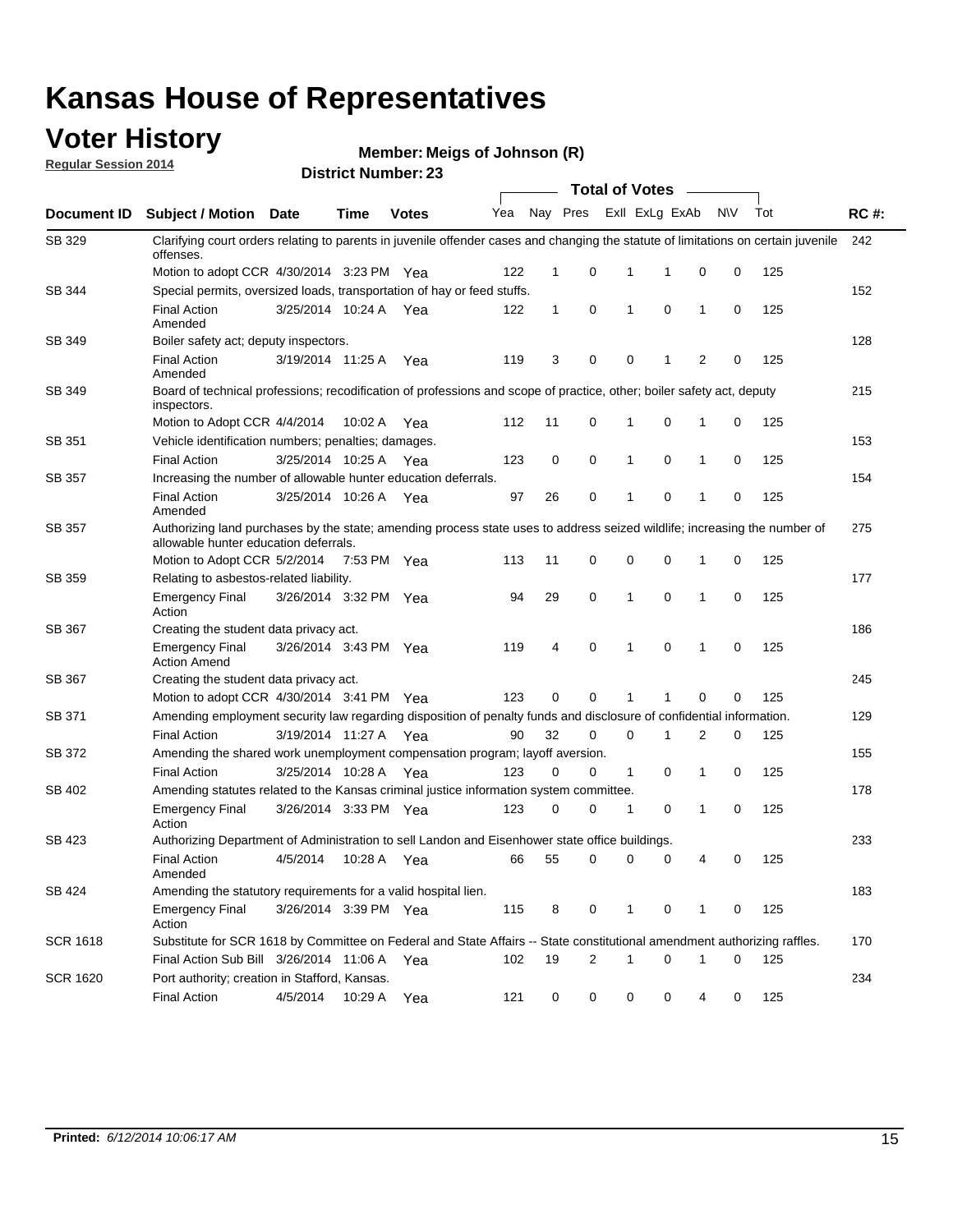# Kansas House of Representatives

## Voter History

**Regular Session 2014**

**Member: Meigs of Johnson (R)**

**District Number: 23**

| Document ID | Subject / Motion | Date | Time | Votes | Yea | Nay | Pres | ExlI | ExLg | ExAb | N\V | Tot | RC #: |
|---|---|---|---|---|---|---|---|---|---|---|---|---|---|
| SB 329 | Clarifying court orders relating to parents in juvenile offender cases and changing the statute of limitations on certain juvenile offenses. | | | | | | | | | | | | 242 |
| | Motion to adopt CCR | 4/30/2014 | 3:23 PM | Yea | 122 | 1 | 0 | 1 | 1 | 0 | 0 | 125 | |
| SB 344 | Special permits, oversized loads, transportation of hay or feed stuffs. | | | | | | | | | | | | 152 |
| | Final Action Amended | 3/25/2014 | 10:24 A | Yea | 122 | 1 | 0 | 1 | 0 | 1 | 0 | 125 | |
| SB 349 | Boiler safety act; deputy inspectors. | | | | | | | | | | | | 128 |
| | Final Action Amended | 3/19/2014 | 11:25 A | Yea | 119 | 3 | 0 | 0 | 1 | 2 | 0 | 125 | |
| SB 349 | Board of technical professions; recodification of professions and scope of practice, other; boiler safety act, deputy inspectors. | | | | | | | | | | | | 215 |
| | Motion to Adopt CCR | 4/4/2014 | 10:02 A | Yea | 112 | 11 | 0 | 1 | 0 | 1 | 0 | 125 | |
| SB 351 | Vehicle identification numbers; penalties; damages. | | | | | | | | | | | | 153 |
| | Final Action | 3/25/2014 | 10:25 A | Yea | 123 | 0 | 0 | 1 | 0 | 1 | 0 | 125 | |
| SB 357 | Increasing the number of allowable hunter education deferrals. | | | | | | | | | | | | 154 |
| | Final Action Amended | 3/25/2014 | 10:26 A | Yea | 97 | 26 | 0 | 1 | 0 | 1 | 0 | 125 | |
| SB 357 | Authorizing land purchases by the state; amending process state uses to address seized wildlife; increasing the number of allowable hunter education deferrals. | | | | | | | | | | | | 275 |
| | Motion to Adopt CCR | 5/2/2014 | 7:53 PM | Yea | 113 | 11 | 0 | 0 | 0 | 1 | 0 | 125 | |
| SB 359 | Relating to asbestos-related liability. | | | | | | | | | | | | 177 |
| | Emergency Final Action | 3/26/2014 | 3:32 PM | Yea | 94 | 29 | 0 | 1 | 0 | 1 | 0 | 125 | |
| SB 367 | Creating the student data privacy act. | | | | | | | | | | | | 186 |
| | Emergency Final Action Amend | 3/26/2014 | 3:43 PM | Yea | 119 | 4 | 0 | 1 | 0 | 1 | 0 | 125 | |
| SB 367 | Creating the student data privacy act. | | | | | | | | | | | | 245 |
| | Motion to adopt CCR | 4/30/2014 | 3:41 PM | Yea | 123 | 0 | 0 | 1 | 1 | 0 | 0 | 125 | |
| SB 371 | Amending employment security law regarding disposition of penalty funds and disclosure of confidential information. | | | | | | | | | | | | 129 |
| | Final Action | 3/19/2014 | 11:27 A | Yea | 90 | 32 | 0 | 0 | 1 | 2 | 0 | 125 | |
| SB 372 | Amending the shared work unemployment compensation program; layoff aversion. | | | | | | | | | | | | 155 |
| | Final Action | 3/25/2014 | 10:28 A | Yea | 123 | 0 | 0 | 1 | 0 | 1 | 0 | 125 | |
| SB 402 | Amending statutes related to the Kansas criminal justice information system committee. | | | | | | | | | | | | 178 |
| | Emergency Final Action | 3/26/2014 | 3:33 PM | Yea | 123 | 0 | 0 | 1 | 0 | 1 | 0 | 125 | |
| SB 423 | Authorizing Department of Administration to sell Landon and Eisenhower state office buildings. | | | | | | | | | | | | 233 |
| | Final Action Amended | 4/5/2014 | 10:28 A | Yea | 66 | 55 | 0 | 0 | 0 | 4 | 0 | 125 | |
| SB 424 | Amending the statutory requirements for a valid hospital lien. | | | | | | | | | | | | 183 |
| | Emergency Final Action | 3/26/2014 | 3:39 PM | Yea | 115 | 8 | 0 | 1 | 0 | 1 | 0 | 125 | |
| SCR 1618 | Substitute for SCR 1618 by Committee on Federal and State Affairs -- State constitutional amendment authorizing raffles. | | | | | | | | | | | | 170 |
| | Final Action Sub Bill | 3/26/2014 | 11:06 A | Yea | 102 | 19 | 2 | 1 | 0 | 1 | 0 | 125 | |
| SCR 1620 | Port authority; creation in Stafford, Kansas. | | | | | | | | | | | | 234 |
| | Final Action | 4/5/2014 | 10:29 A | Yea | 121 | 0 | 0 | 0 | 0 | 4 | 0 | 125 | |

**Printed:** *6/12/2014 10:06:17 AM*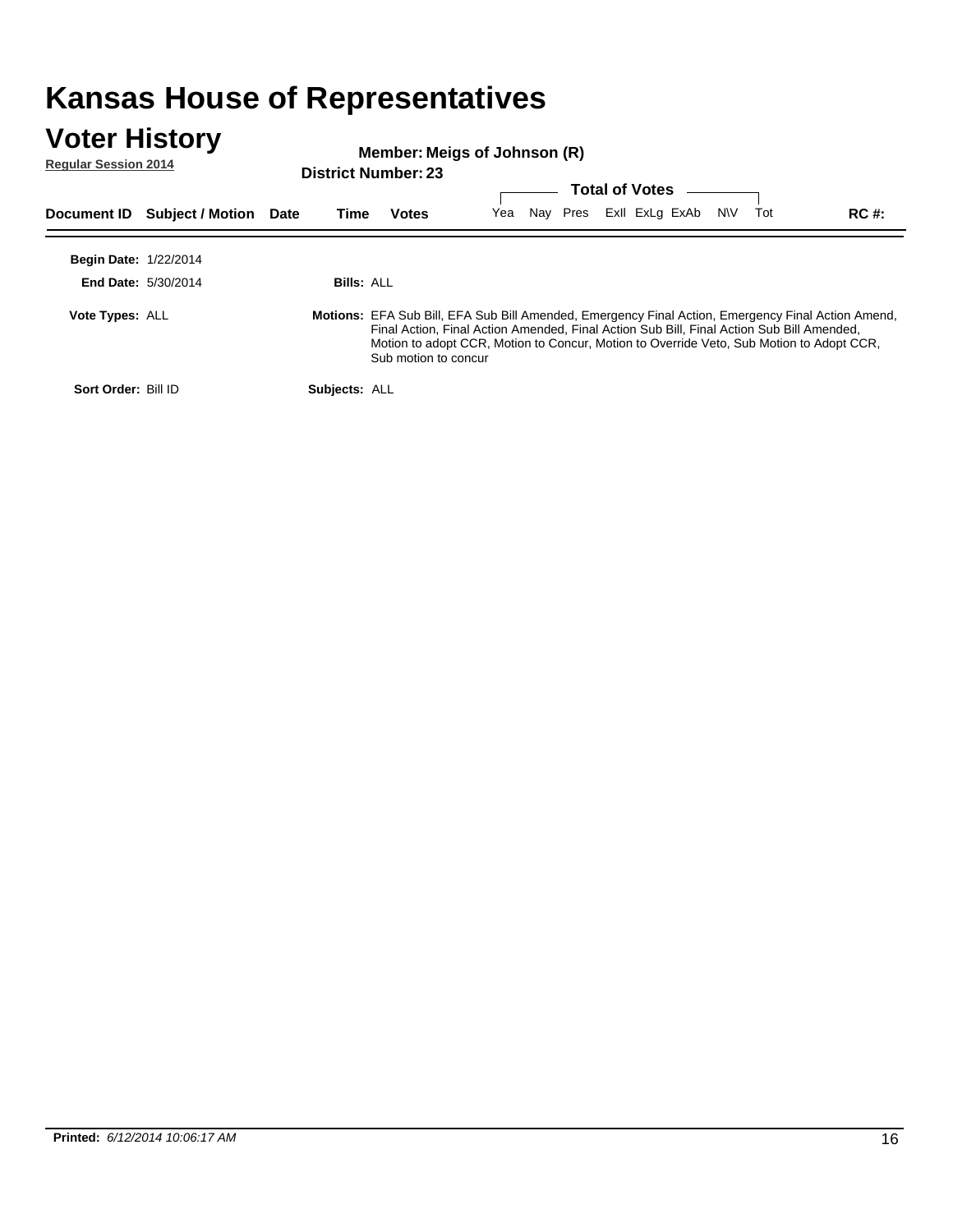# Kansas House of Representatives

## Voter History

**Regular Session 2014**

**Member: Meigs of Johnson (R)**

**District Number: 23**

| Document ID | Subject / Motion | Date | Time | Votes | Yea | Nay | Pres | ExII | ExLg | ExAb | N\V | Tot | RC #: |
|---|---|---|---|---|---|---|---|---|---|---|---|---|---|

The columns Yea through Tot appear under the heading **Total of Votes**.

**Begin Date:** 1/22/2014

**End Date:** 5/30/2014

**Bills:** ALL

**Vote Types:** ALL

**Motions:** EFA Sub Bill, EFA Sub Bill Amended, Emergency Final Action, Emergency Final Action Amend, Final Action, Final Action Amended, Final Action Sub Bill, Final Action Sub Bill Amended, Motion to adopt CCR, Motion to Concur, Motion to Override Veto, Sub Motion to Adopt CCR, Sub motion to concur

**Sort Order:** Bill ID

**Subjects:** ALL

**Printed:** *6/12/2014 10:06:17 AM*